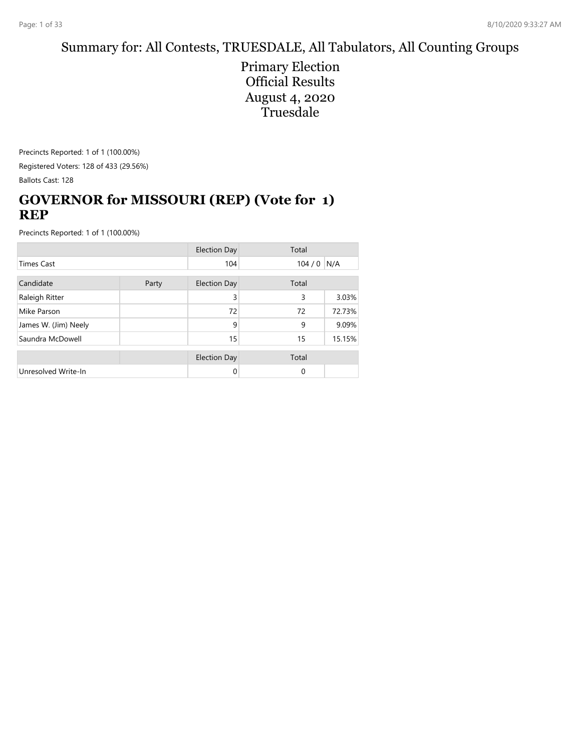# Summary for: All Contests, TRUESDALE, All Tabulators, All Counting Groups

Primary Election
Official Results
August 4, 2020
Truesdale

Precincts Reported: 1 of 1 (100.00%)

Registered Voters: 128 of 433 (29.56%)

Ballots Cast: 128

## GOVERNOR for MISSOURI (REP) (Vote for 1) REP

Precincts Reported: 1 of 1 (100.00%)

| | | Election Day | Total | |
|---|---|---|---|---|
| Times Cast | | 104 | 104 / 0 | N/A |

| Candidate | Party | Election Day | Total | |
|---|---|---|---|---|
| Raleigh Ritter | | 3 | 3 | 3.03% |
| Mike Parson | | 72 | 72 | 72.73% |
| James W. (Jim) Neely | | 9 | 9 | 9.09% |
| Saundra McDowell | | 15 | 15 | 15.15% |

| | | Election Day | Total | |
|---|---|---|---|---|
| Unresolved Write-In | | 0 | 0 | |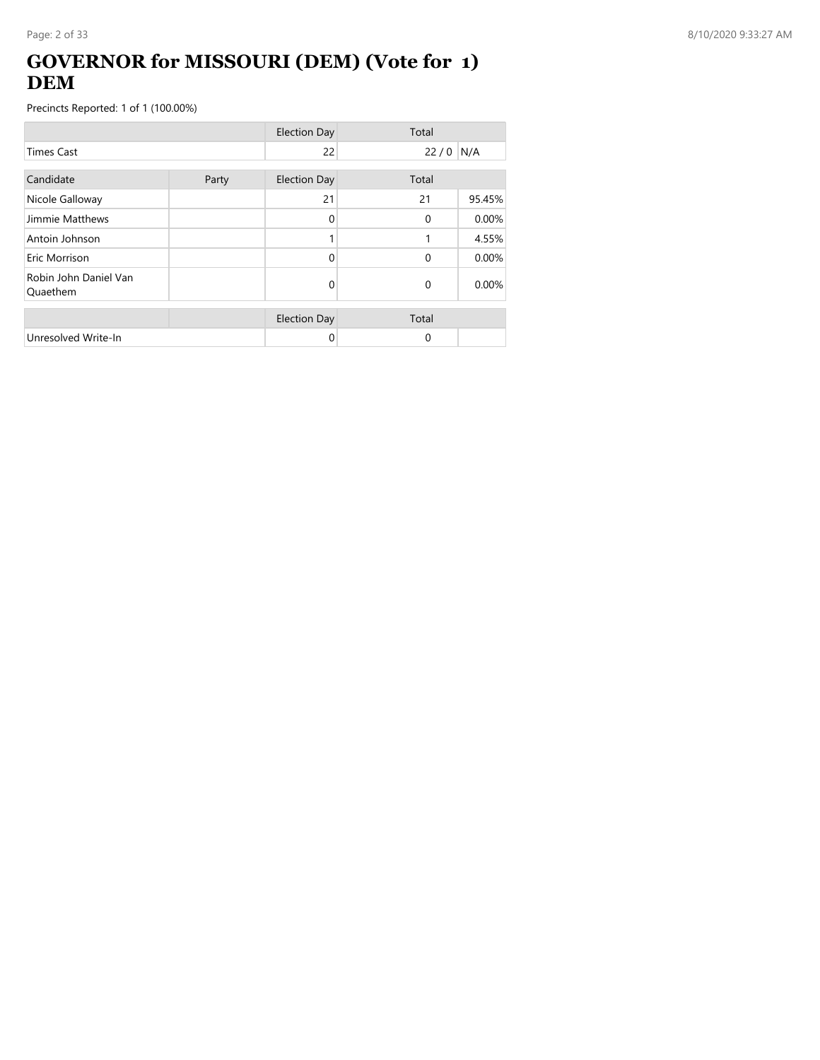# GOVERNOR for MISSOURI (DEM) (Vote for 1) DEM

Precincts Reported: 1 of 1 (100.00%)

| | | Election Day | Total | |
|---|---|---|---|---|
| Times Cast | | 22 | 22 / 0 | N/A |

| Candidate | Party | Election Day | Total | |
|---|---|---|---|---|
| Nicole Galloway | | 21 | 21 | 95.45% |
| Jimmie Matthews | | 0 | 0 | 0.00% |
| Antoin Johnson | | 1 | 1 | 4.55% |
| Eric Morrison | | 0 | 0 | 0.00% |
| Robin John Daniel Van Quaethem | | 0 | 0 | 0.00% |

| | | Election Day | Total | |
|---|---|---|---|---|
| Unresolved Write-In | | 0 | 0 | |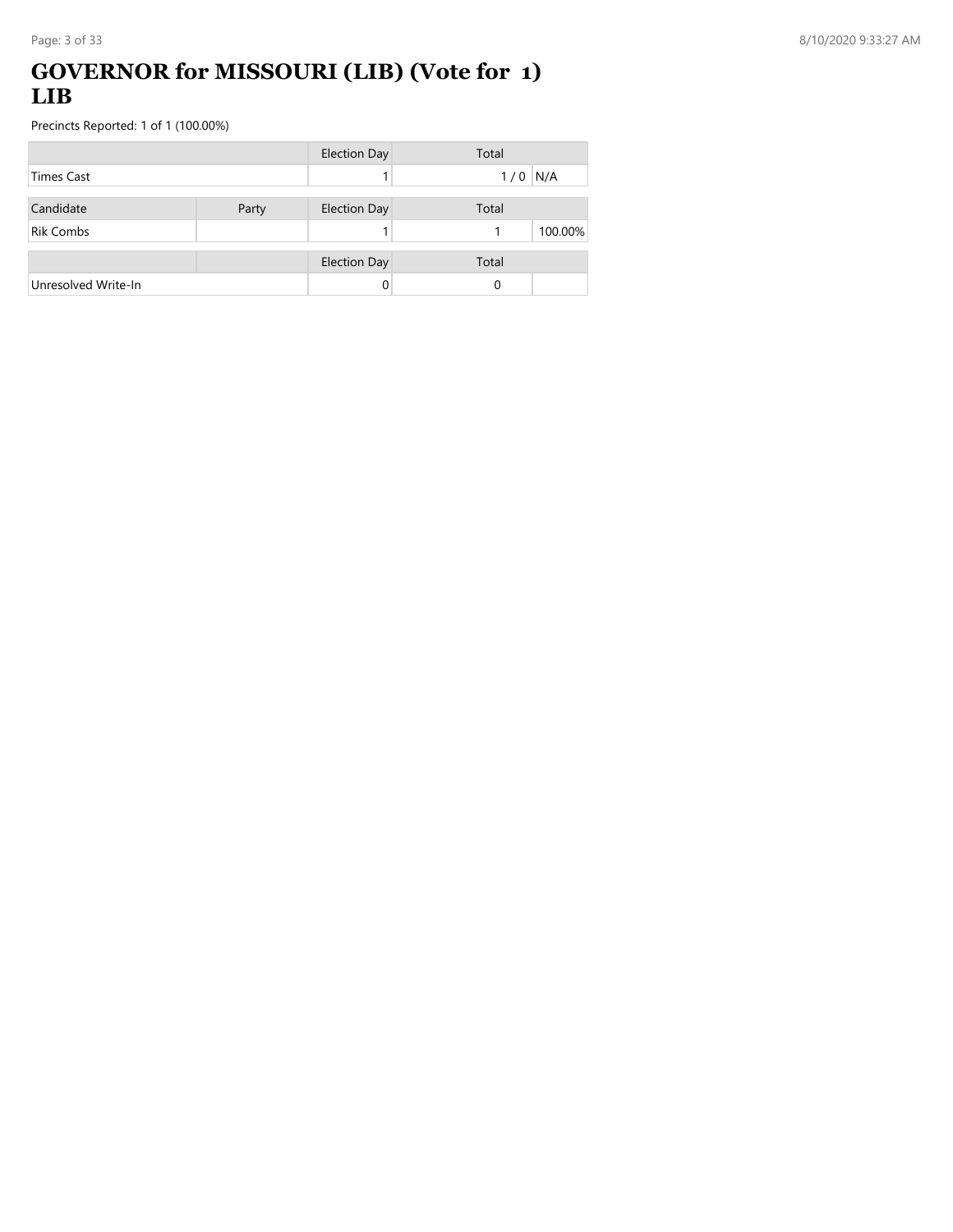# GOVERNOR for MISSOURI (LIB) (Vote for 1) LIB

Precincts Reported: 1 of 1 (100.00%)

| | | Election Day | Total | |
|---|---|---|---|---|
| Times Cast | | 1 | 1 / 0 | N/A |

| Candidate | Party | Election Day | Total | |
|---|---|---|---|---|
| Rik Combs | | 1 | 1 | 100.00% |

| | | Election Day | Total | |
|---|---|---|---|---|
| Unresolved Write-In | | 0 | 0 | |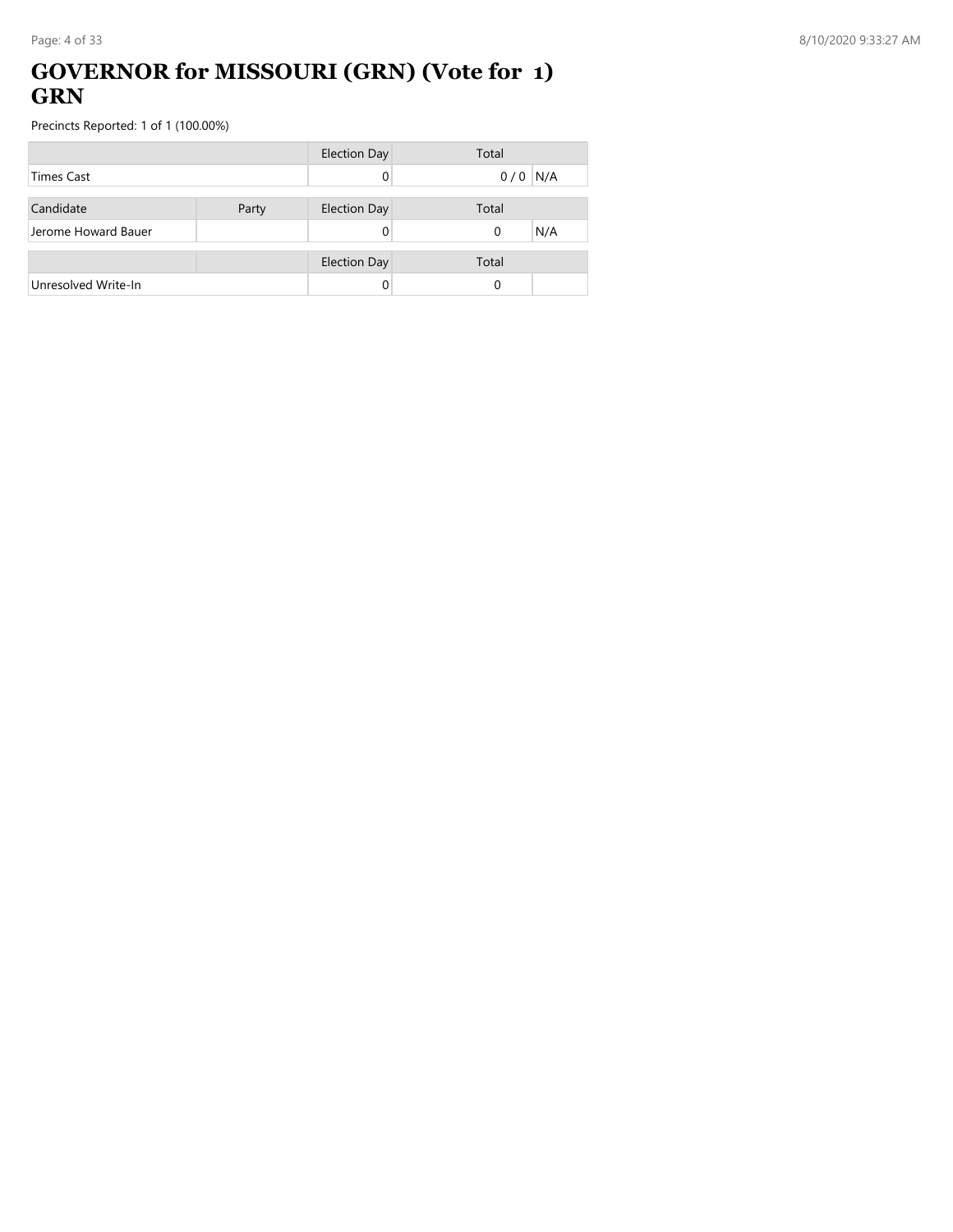# GOVERNOR for MISSOURI (GRN) (Vote for 1) GRN

Precincts Reported: 1 of 1 (100.00%)

| | Election Day | Total | |
|---|---|---|---|
| Times Cast | 0 | 0 / 0 | N/A |

| Candidate | Party | Election Day | Total | |
|---|---|---|---|---|
| Jerome Howard Bauer | | 0 | 0 | N/A |

| | | Election Day | Total | |
|---|---|---|---|---|
| Unresolved Write-In | | 0 | 0 | |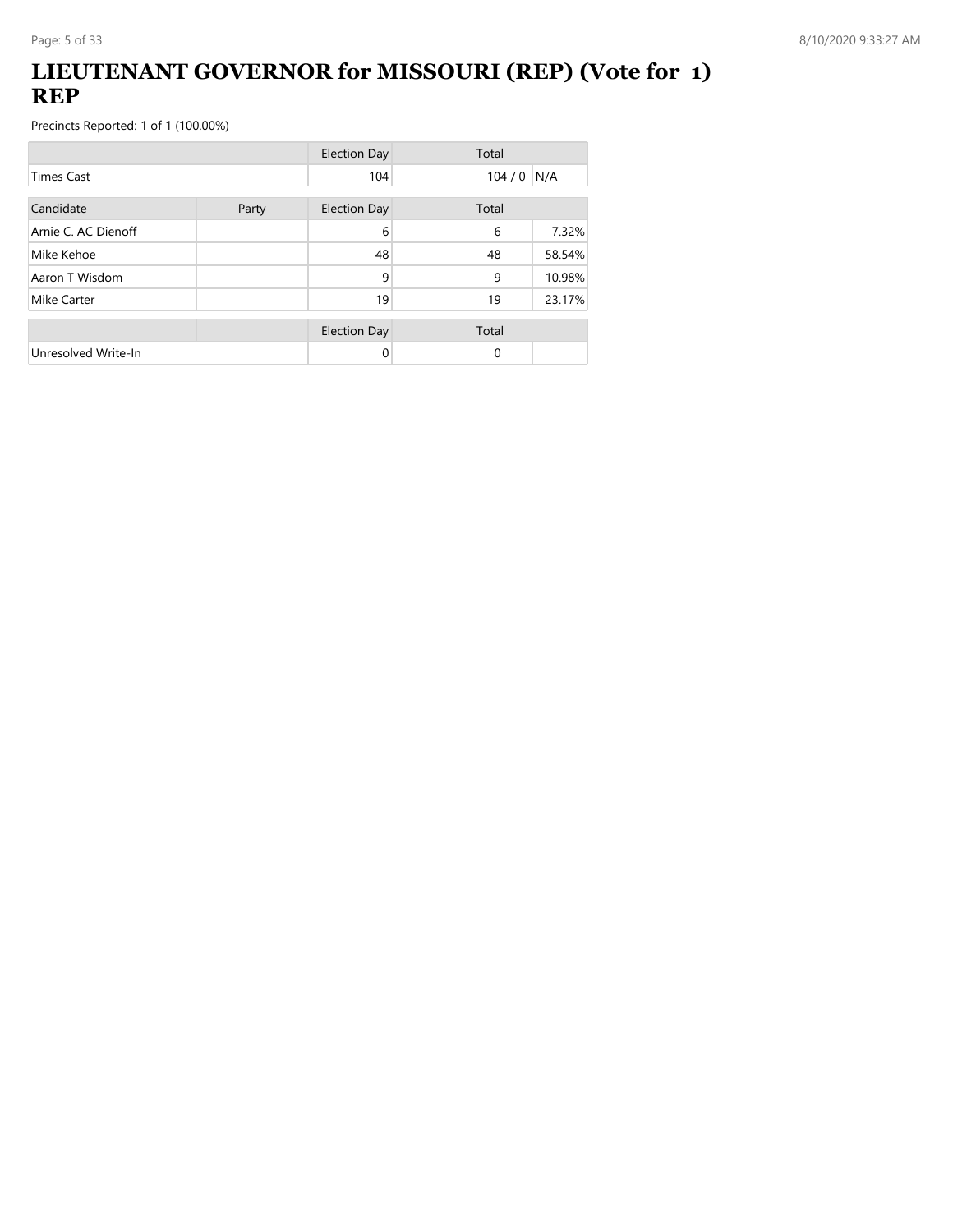# LIEUTENANT GOVERNOR for MISSOURI (REP) (Vote for 1) REP

Precincts Reported: 1 of 1 (100.00%)

| | | Election Day | Total | |
|---|---|---|---|---|
| Times Cast | | 104 | 104 / 0 | N/A |

| Candidate | Party | Election Day | Total | |
|---|---|---|---|---|
| Arnie C. AC Dienoff | | 6 | 6 | 7.32% |
| Mike Kehoe | | 48 | 48 | 58.54% |
| Aaron T Wisdom | | 9 | 9 | 10.98% |
| Mike Carter | | 19 | 19 | 23.17% |

| | | Election Day | Total | |
|---|---|---|---|---|
| Unresolved Write-In | | 0 | 0 | |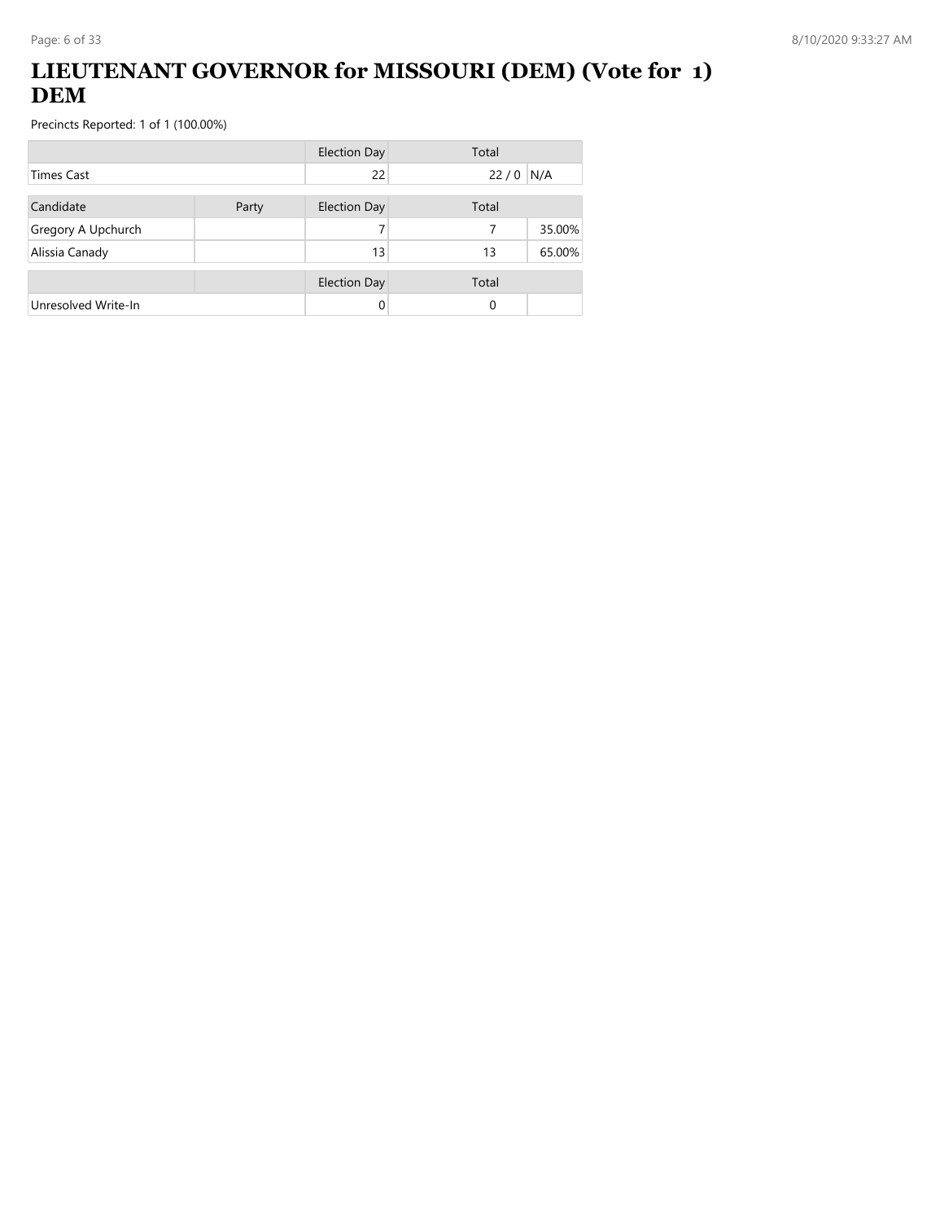# LIEUTENANT GOVERNOR for MISSOURI (DEM) (Vote for 1) DEM

Precincts Reported: 1 of 1 (100.00%)

| | | Election Day | Total | |
|---|---|---|---|---|
| Times Cast | | 22 | 22 / 0 | N/A |

| Candidate | Party | Election Day | Total | |
|---|---|---|---|---|
| Gregory A Upchurch | | 7 | 7 | 35.00% |
| Alissia Canady | | 13 | 13 | 65.00% |

| | | Election Day | Total | |
|---|---|---|---|---|
| Unresolved Write-In | | 0 | 0 | |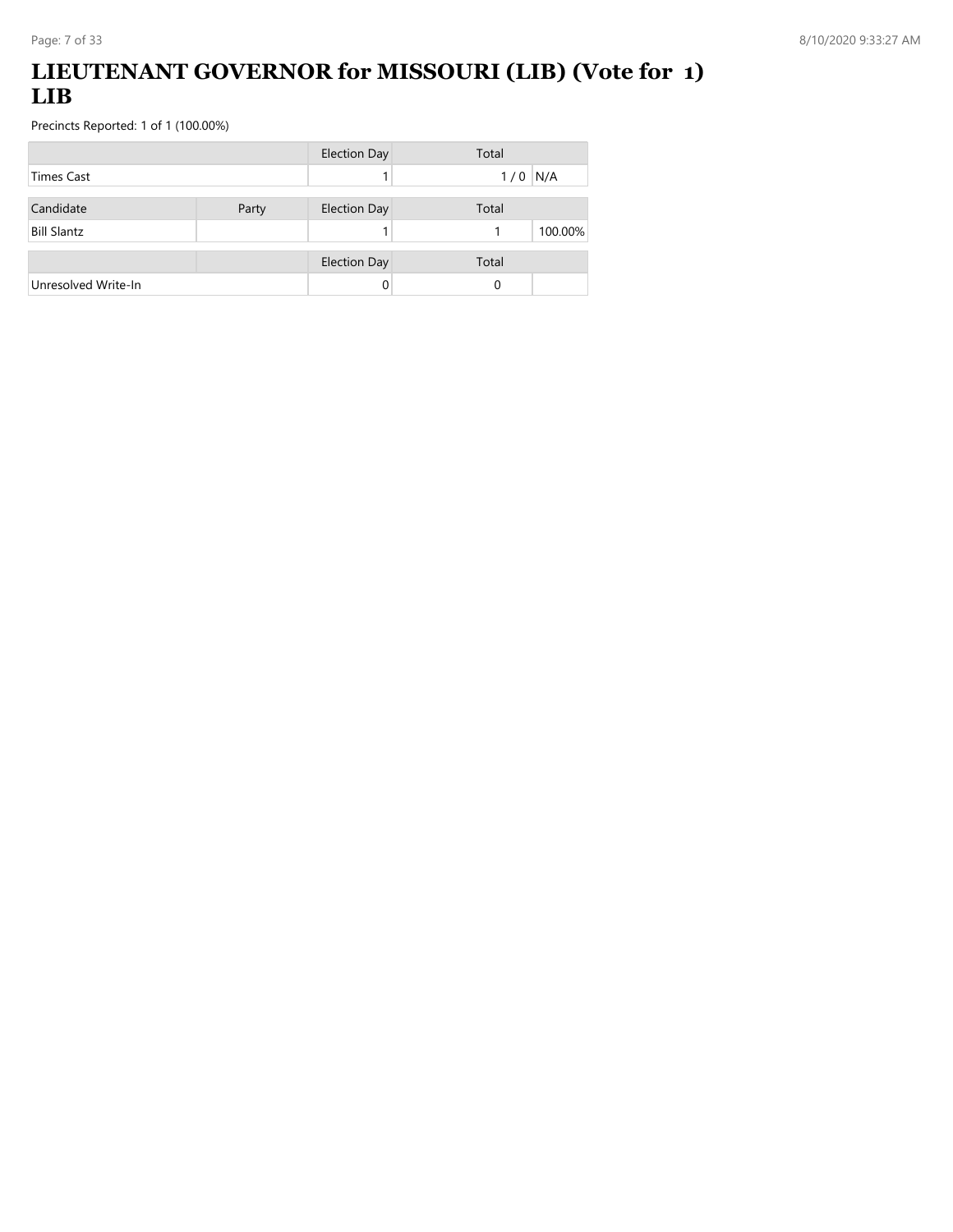# LIEUTENANT GOVERNOR for MISSOURI (LIB) (Vote for 1) LIB

Precincts Reported: 1 of 1 (100.00%)

| | Election Day | Total | |
|---|---|---|---|
| Times Cast | 1 | 1 / 0 | N/A |

| Candidate | Party | Election Day | Total | |
|---|---|---|---|---|
| Bill Slantz | | 1 | 1 | 100.00% |

| | | Election Day | Total | |
|---|---|---|---|---|
| Unresolved Write-In | | 0 | 0 | |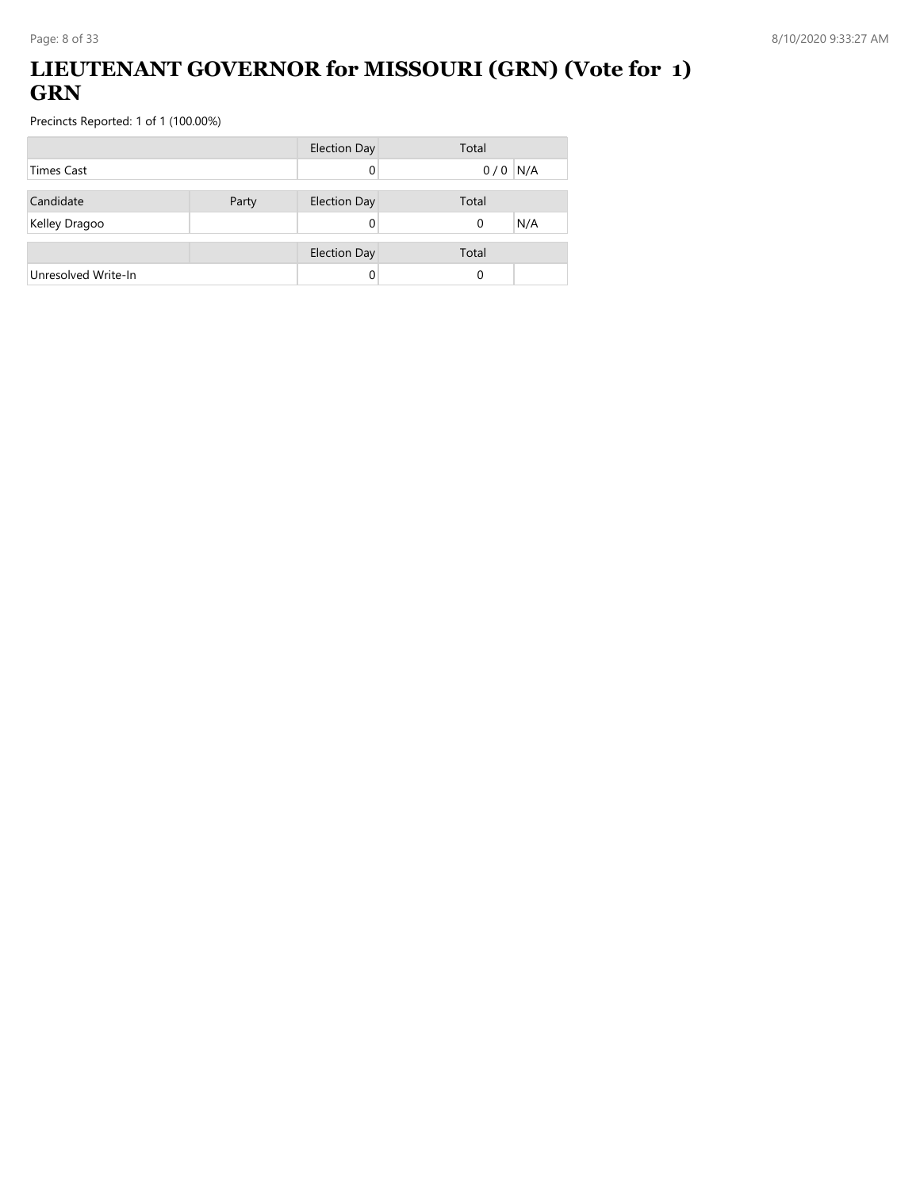# LIEUTENANT GOVERNOR for MISSOURI (GRN) (Vote for 1) GRN

Precincts Reported: 1 of 1 (100.00%)

| | Election Day | Total | |
|---|---|---|---|
| Times Cast | 0 | 0 / 0 | N/A |

| Candidate | Party | Election Day | Total | |
|---|---|---|---|---|
| Kelley Dragoo | | 0 | 0 | N/A |

| | | Election Day | Total | |
|---|---|---|---|---|
| Unresolved Write-In | | 0 | 0 | |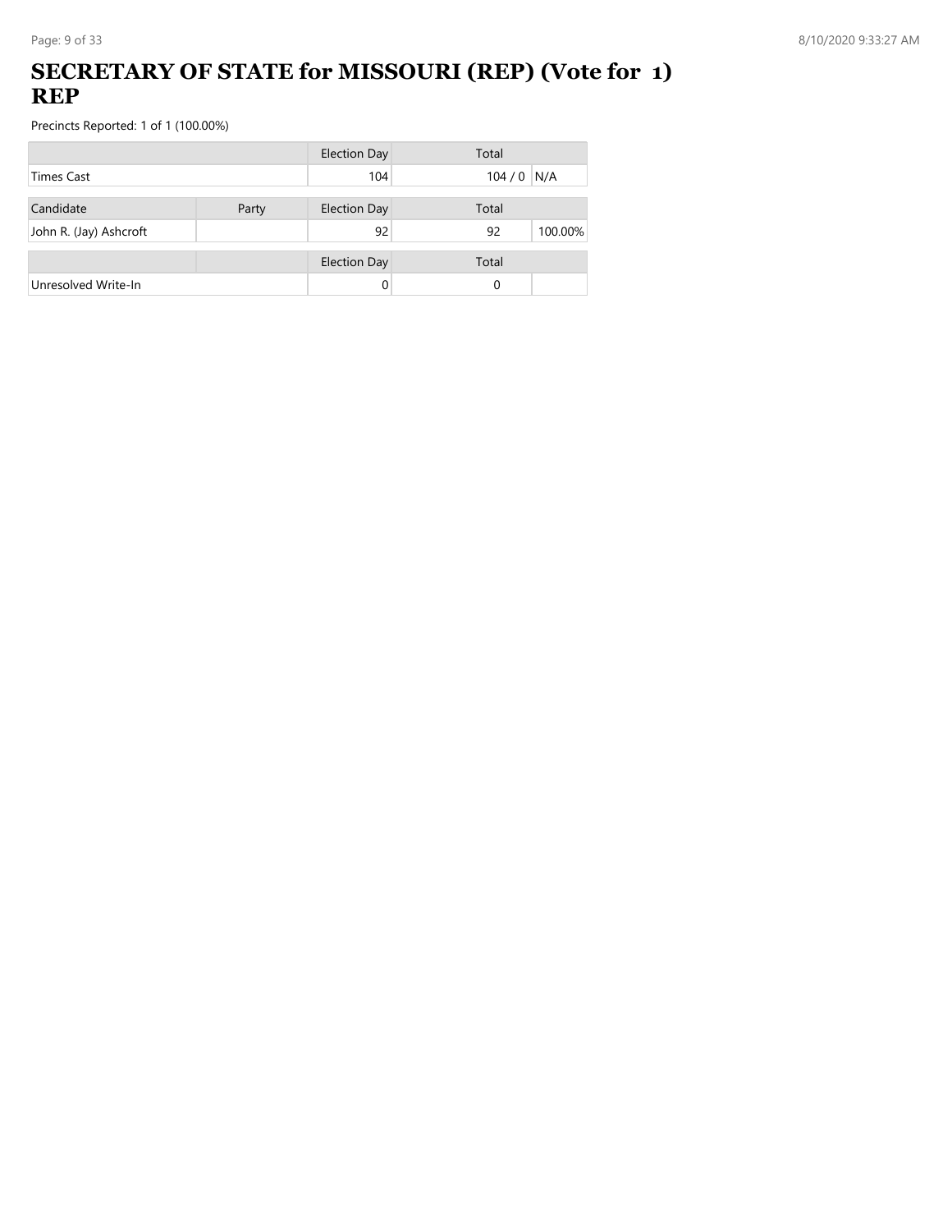# SECRETARY OF STATE for MISSOURI (REP) (Vote for 1) REP

Precincts Reported: 1 of 1 (100.00%)

| | | Election Day | Total | |
|---|---|---|---|---|
| Times Cast | | 104 | 104 / 0 | N/A |

| Candidate | Party | Election Day | Total | |
|---|---|---|---|---|
| John R. (Jay) Ashcroft | | 92 | 92 | 100.00% |

| | | Election Day | Total | |
|---|---|---|---|---|
| Unresolved Write-In | | 0 | 0 | |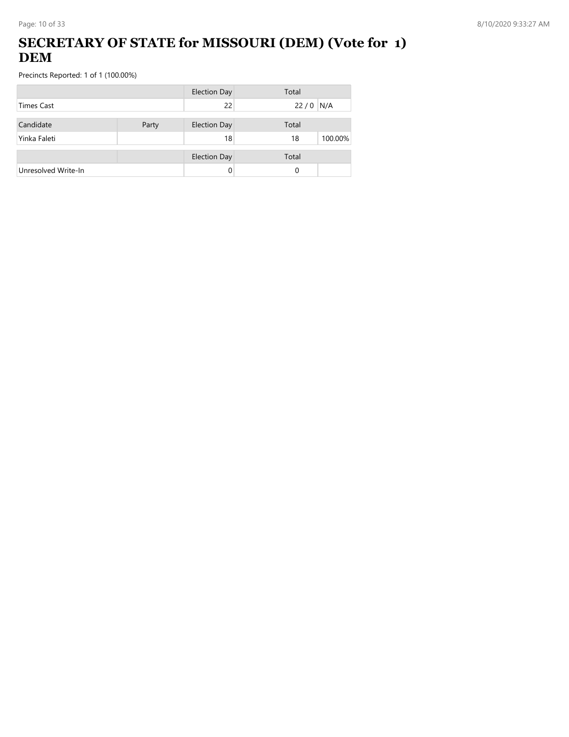# SECRETARY OF STATE for MISSOURI (DEM) (Vote for 1) DEM

Precincts Reported: 1 of 1 (100.00%)

| | | Election Day | Total | |
|---|---|---|---|---|
| Times Cast | | 22 | 22 / 0 | N/A |

| Candidate | Party | Election Day | Total | |
|---|---|---|---|---|
| Yinka Faleti | | 18 | 18 | 100.00% |

| | | Election Day | Total | |
|---|---|---|---|---|
| Unresolved Write-In | | 0 | 0 | |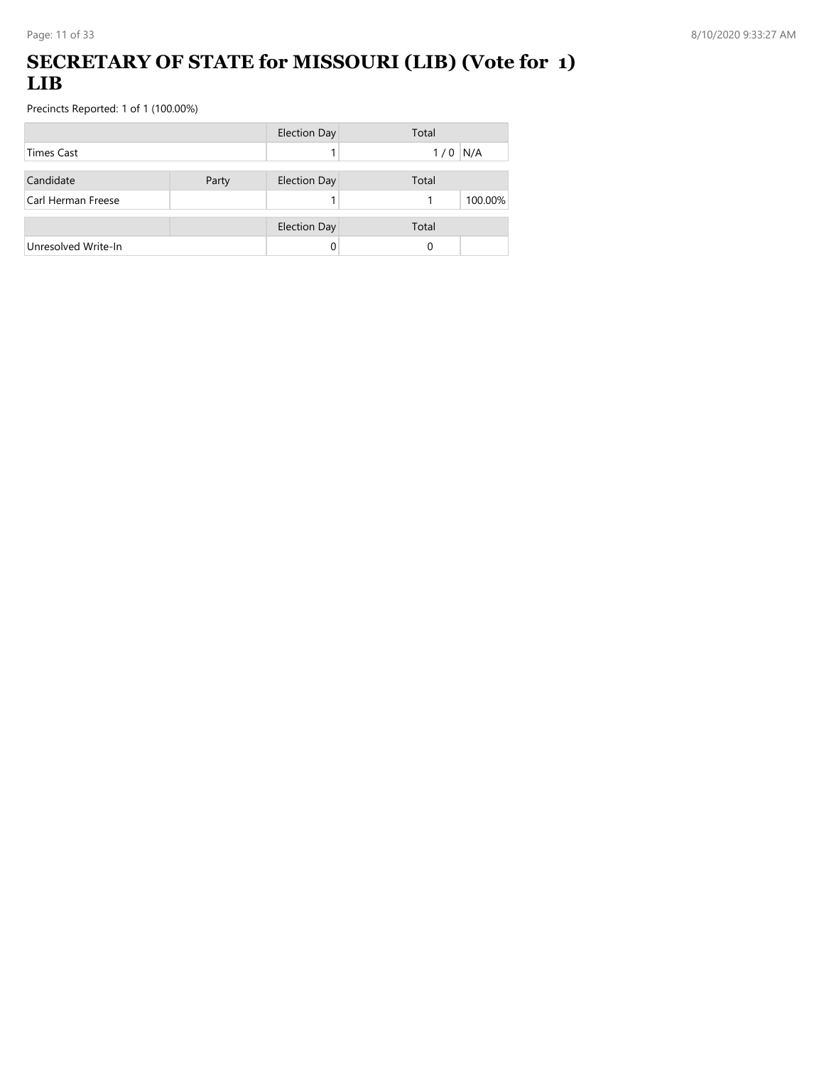# SECRETARY OF STATE for MISSOURI (LIB) (Vote for 1) LIB

Precincts Reported: 1 of 1 (100.00%)

| | | Election Day | Total | |
|---|---|---|---|---|
| Times Cast | | 1 | 1 / 0 | N/A |

| Candidate | Party | Election Day | Total | |
|---|---|---|---|---|
| Carl Herman Freese | | 1 | 1 | 100.00% |

| | | Election Day | Total | |
|---|---|---|---|---|
| Unresolved Write-In | | 0 | 0 | |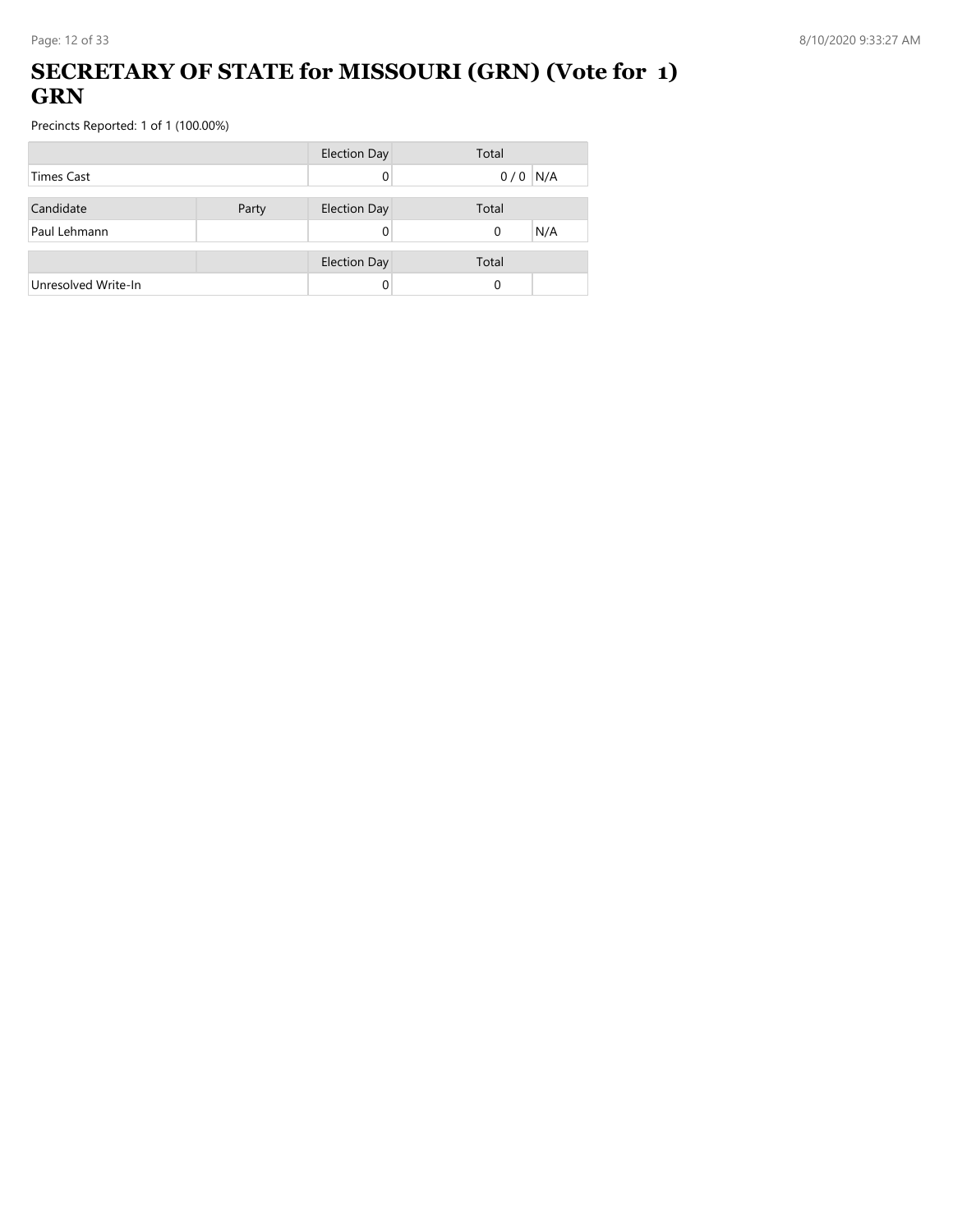# SECRETARY OF STATE for MISSOURI (GRN) (Vote for 1) GRN

Precincts Reported: 1 of 1 (100.00%)

| | | Election Day | Total | |
|---|---|---|---|---|
| Times Cast | | 0 | 0 / 0 | N/A |

| Candidate | Party | Election Day | Total | |
|---|---|---|---|---|
| Paul Lehmann | | 0 | 0 | N/A |

| | | Election Day | Total | |
|---|---|---|---|---|
| Unresolved Write-In | | 0 | 0 | |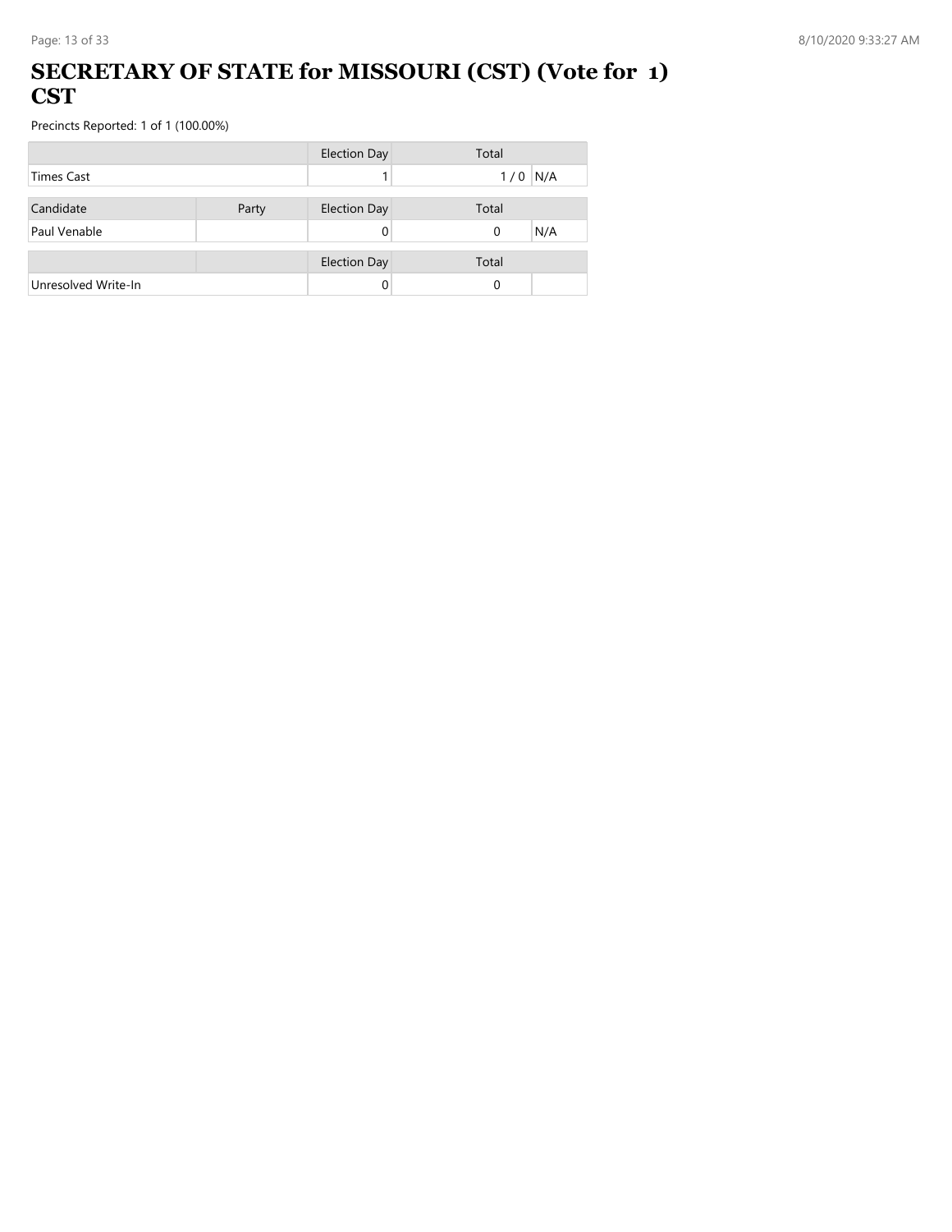# SECRETARY OF STATE for MISSOURI (CST) (Vote for 1) CST

Precincts Reported: 1 of 1 (100.00%)

| | | Election Day | Total | |
|---|---|---|---|---|
| Times Cast | | 1 | 1 / 0 | N/A |

| Candidate | Party | Election Day | Total | |
|---|---|---|---|---|
| Paul Venable | | 0 | 0 | N/A |

| | | Election Day | Total | |
|---|---|---|---|---|
| Unresolved Write-In | | 0 | 0 | |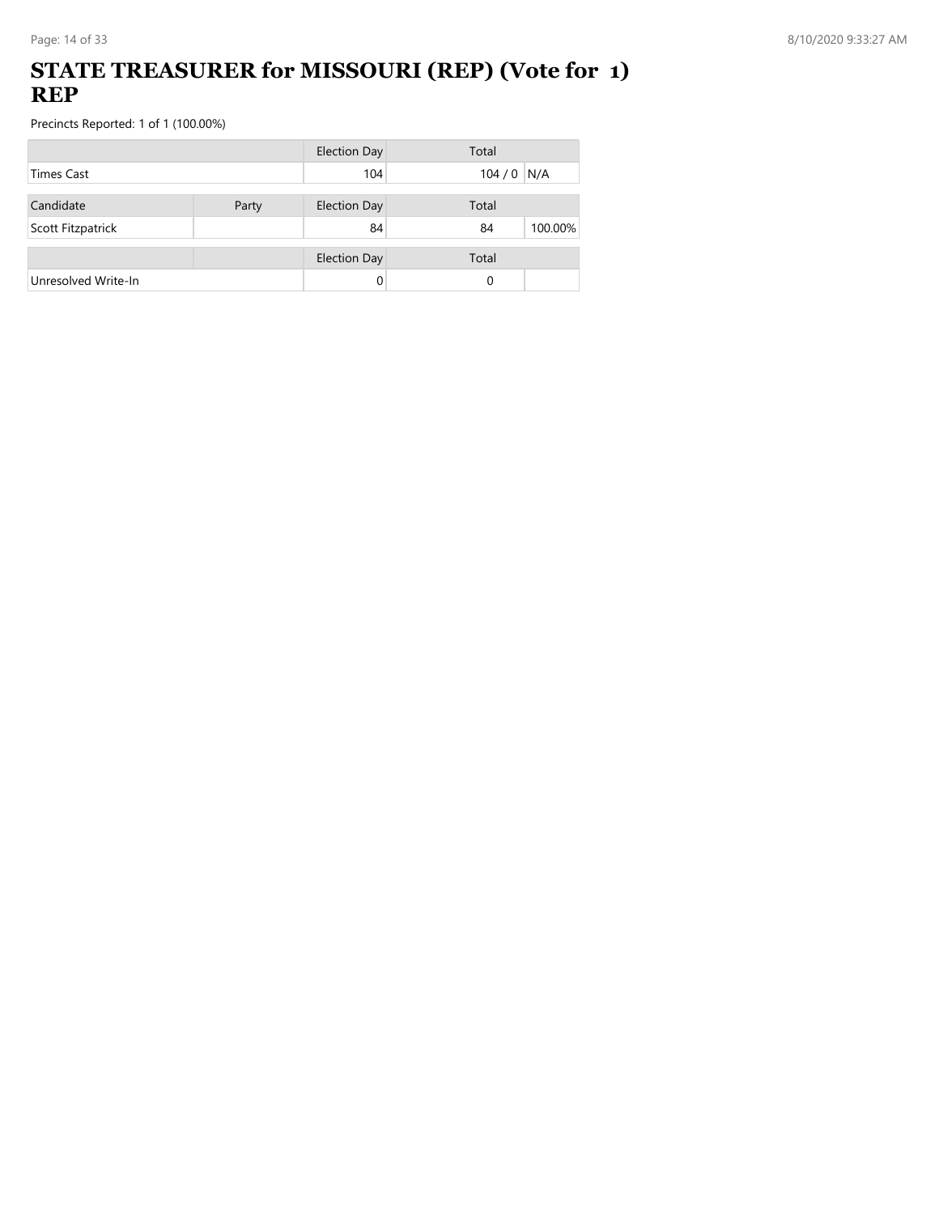# STATE TREASURER for MISSOURI (REP) (Vote for 1) REP

Precincts Reported: 1 of 1 (100.00%)

| | | Election Day | Total | |
|---|---|---|---|---|
| Times Cast | | 104 | 104 / 0 | N/A |

| Candidate | Party | Election Day | Total | |
|---|---|---|---|---|
| Scott Fitzpatrick | | 84 | 84 | 100.00% |

| | | Election Day | Total | |
|---|---|---|---|---|
| Unresolved Write-In | | 0 | 0 | |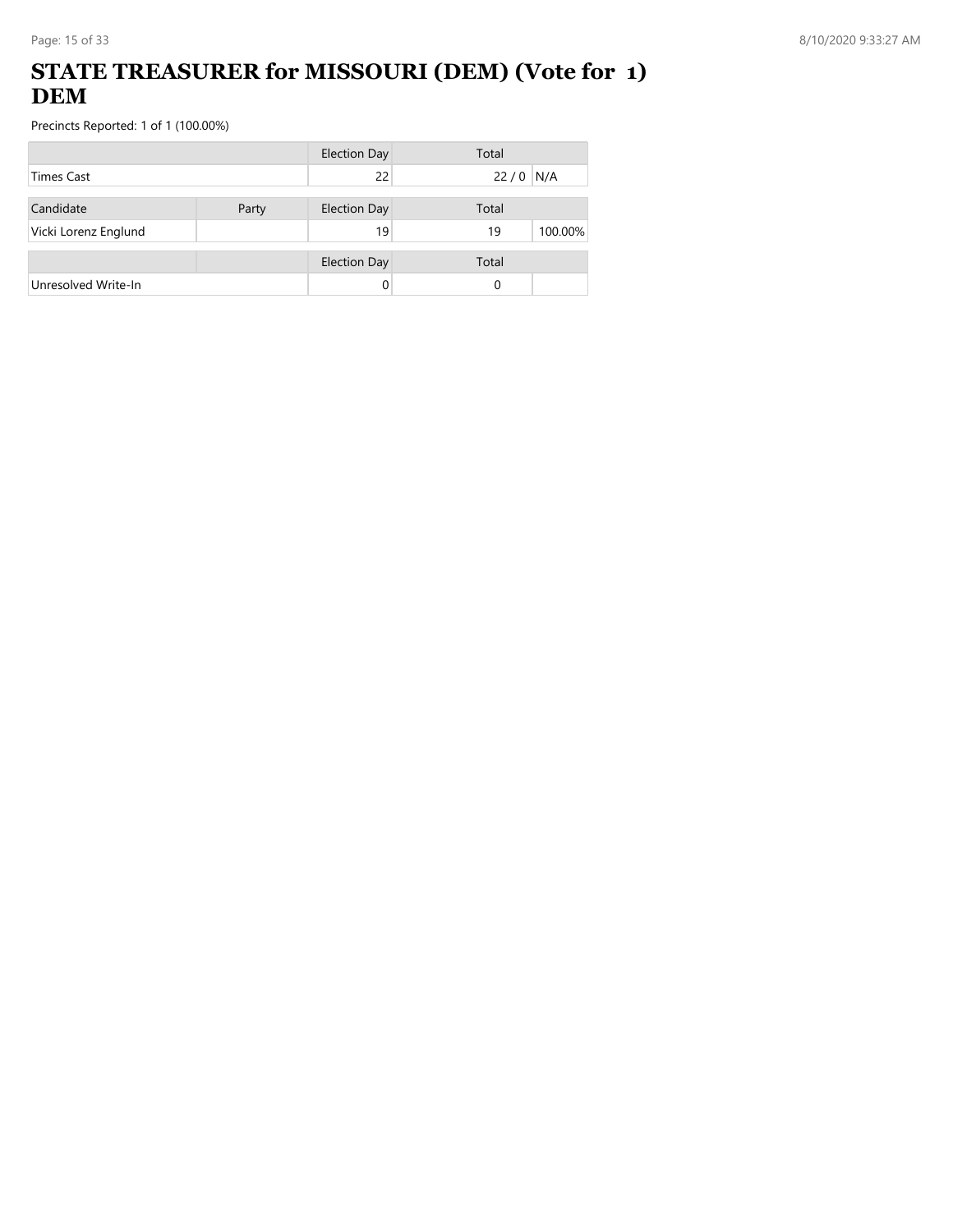# STATE TREASURER for MISSOURI (DEM) (Vote for 1) DEM

Precincts Reported: 1 of 1 (100.00%)

| | | Election Day | Total | |
|---|---|---|---|---|
| Times Cast | | 22 | 22 / 0 | N/A |

| Candidate | Party | Election Day | Total | |
|---|---|---|---|---|
| Vicki Lorenz Englund | | 19 | 19 | 100.00% |

| | | Election Day | Total | |
|---|---|---|---|---|
| Unresolved Write-In | | 0 | 0 | |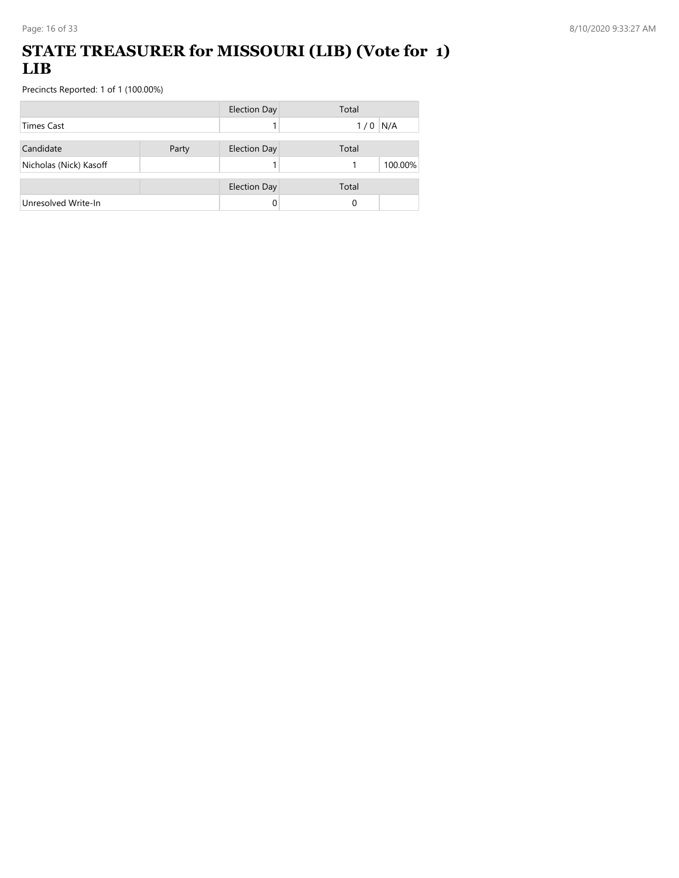# STATE TREASURER for MISSOURI (LIB) (Vote for 1) LIB

Precincts Reported: 1 of 1 (100.00%)

| | Election Day | Total | |
|---|---|---|---|
| Times Cast | 1 | 1 / 0 | N/A |

| Candidate | Party | Election Day | Total | |
|---|---|---|---|---|
| Nicholas (Nick) Kasoff | | 1 | 1 | 100.00% |

| | | Election Day | Total | |
|---|---|---|---|---|
| Unresolved Write-In | | 0 | 0 | |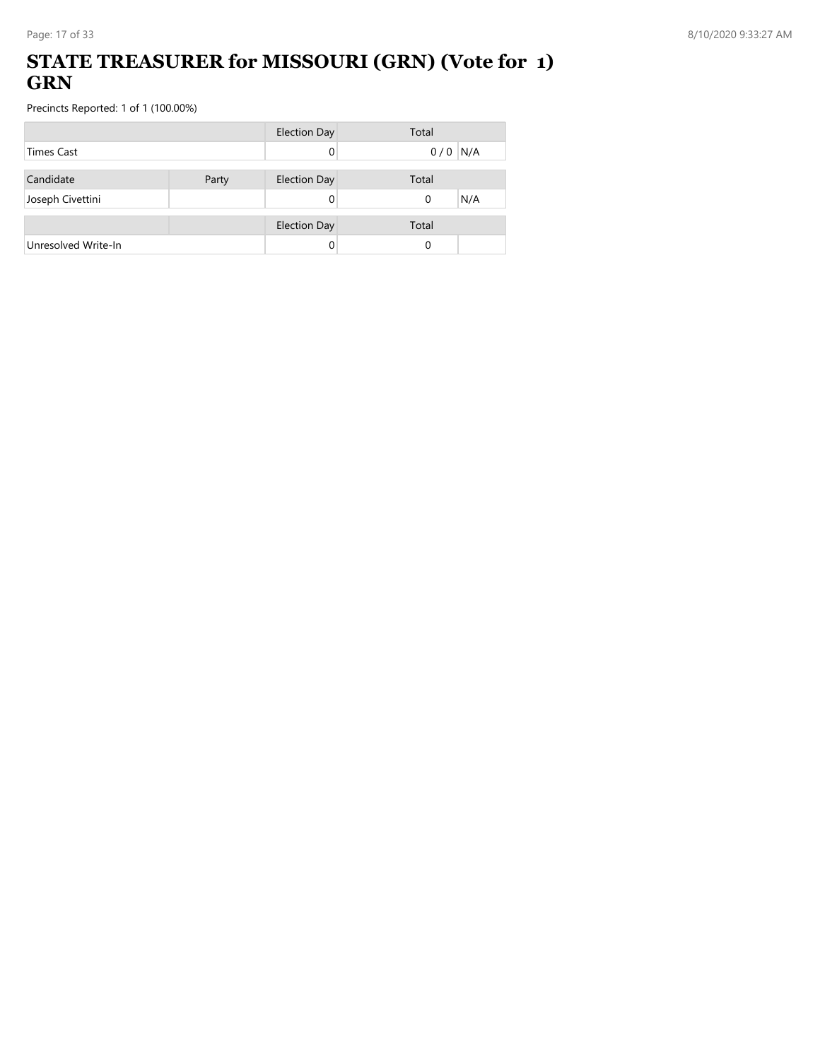# STATE TREASURER for MISSOURI (GRN) (Vote for 1) GRN

Precincts Reported: 1 of 1 (100.00%)

| | | Election Day | Total | |
|---|---|---|---|---|
| Times Cast | | 0 | 0 / 0 | N/A |

| Candidate | Party | Election Day | Total | |
|---|---|---|---|---|
| Joseph Civettini | | 0 | 0 | N/A |

| | | Election Day | Total | |
|---|---|---|---|---|
| Unresolved Write-In | | 0 | 0 | |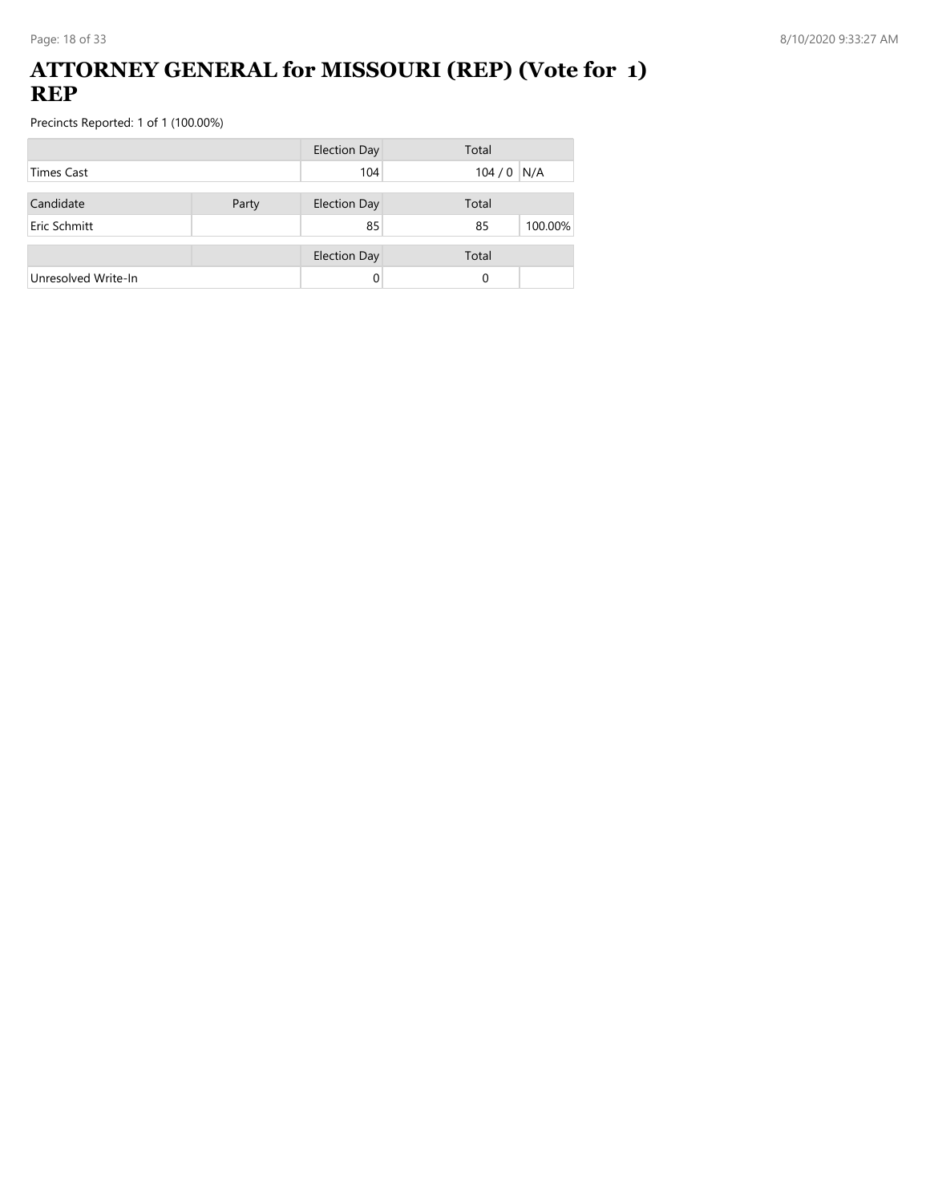# ATTORNEY GENERAL for MISSOURI (REP) (Vote for 1) REP

Precincts Reported: 1 of 1 (100.00%)

| | | Election Day | Total | |
|---|---|---|---|---|
| Times Cast | | 104 | 104 / 0 | N/A |

| Candidate | Party | Election Day | Total | |
|---|---|---|---|---|
| Eric Schmitt | | 85 | 85 | 100.00% |

| | | Election Day | Total | |
|---|---|---|---|---|
| Unresolved Write-In | | 0 | 0 | |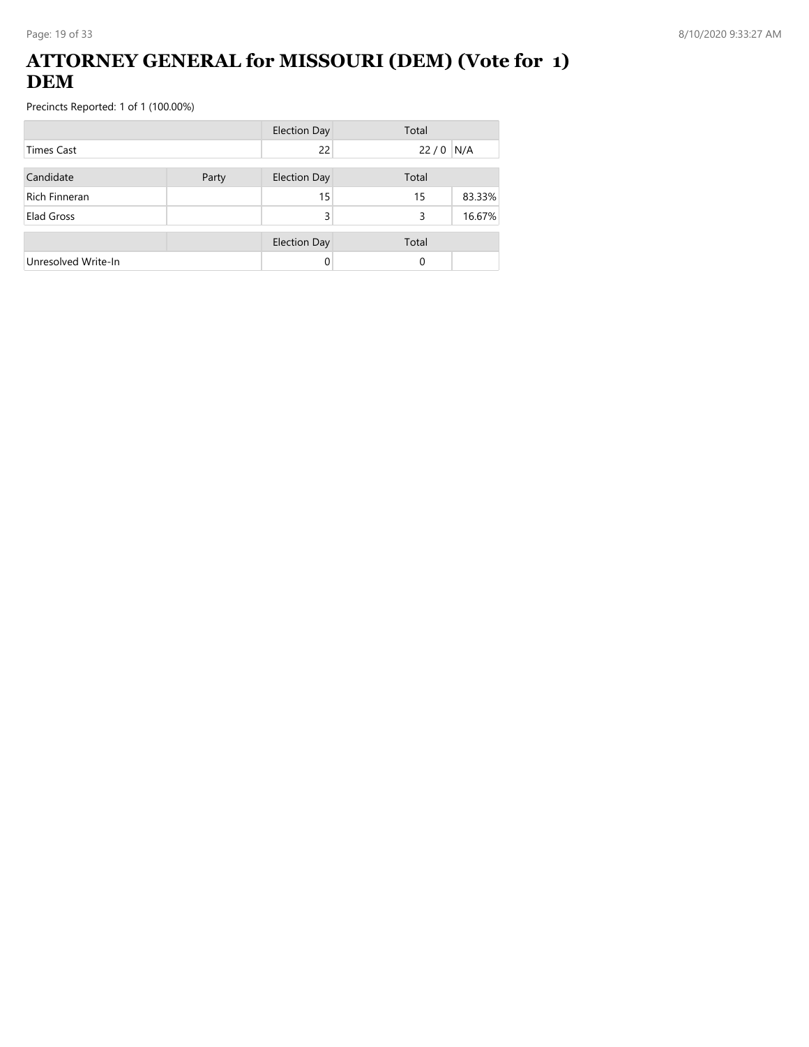# ATTORNEY GENERAL for MISSOURI (DEM) (Vote for 1) DEM

Precincts Reported: 1 of 1 (100.00%)

| | | Election Day | Total | |
|---|---|---|---|---|
| Times Cast | | 22 | 22 / 0 | N/A |

| Candidate | Party | Election Day | Total | |
|---|---|---|---|---|
| Rich Finneran | | 15 | 15 | 83.33% |
| Elad Gross | | 3 | 3 | 16.67% |

| | | Election Day | Total | |
|---|---|---|---|---|
| Unresolved Write-In | | 0 | 0 | |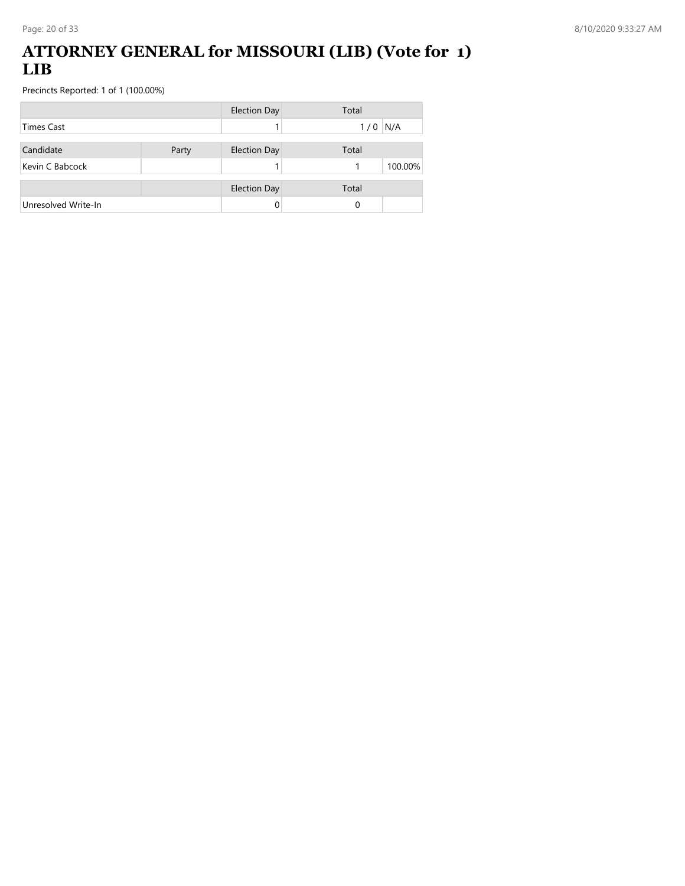# ATTORNEY GENERAL for MISSOURI (LIB) (Vote for 1) LIB

Precincts Reported: 1 of 1 (100.00%)

| | Election Day | Total | |
|---|---|---|---|
| Times Cast | 1 | 1 / 0 | N/A |

| Candidate | Party | Election Day | Total | |
|---|---|---|---|---|
| Kevin C Babcock | | 1 | 1 | 100.00% |

| | | Election Day | Total | |
|---|---|---|---|---|
| Unresolved Write-In | | 0 | 0 | |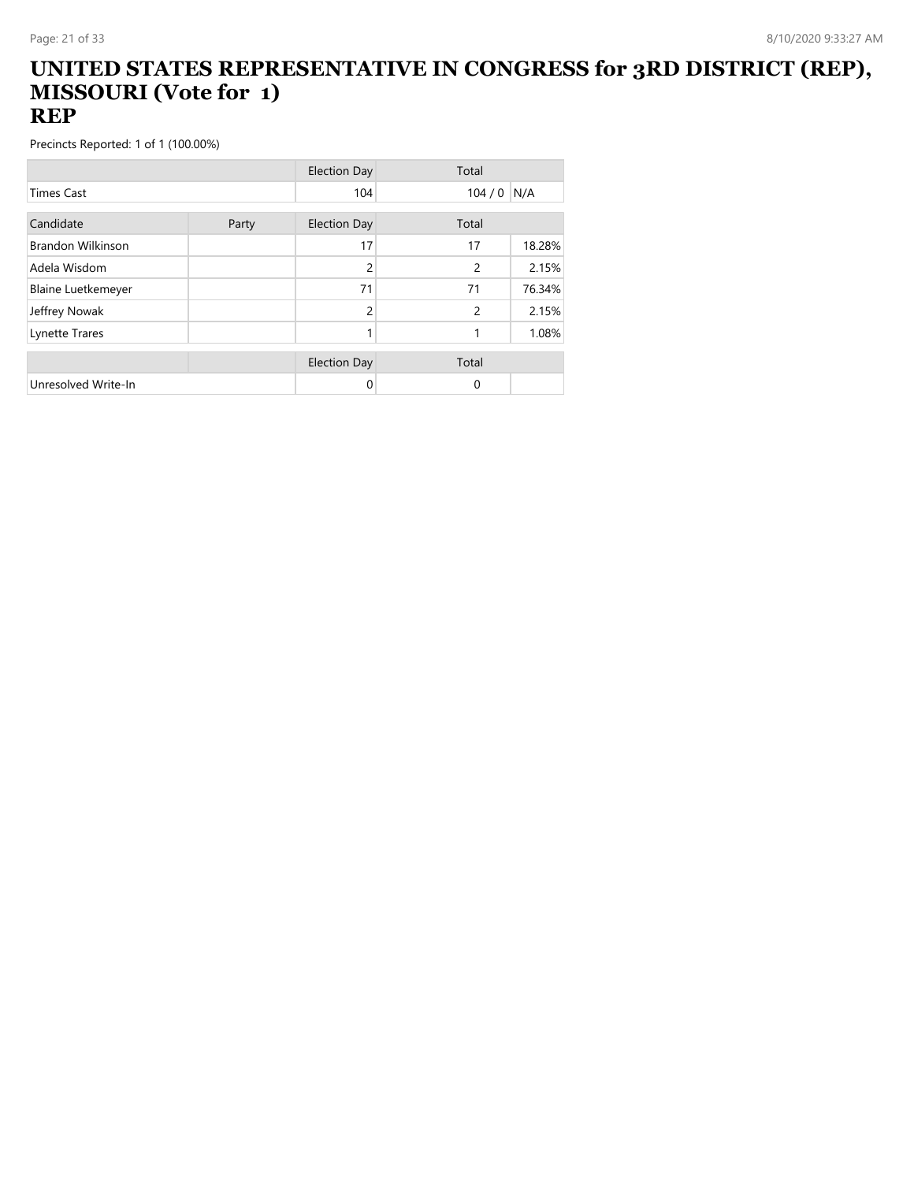# UNITED STATES REPRESENTATIVE IN CONGRESS for 3RD DISTRICT (REP), MISSOURI (Vote for 1)
## REP

Precincts Reported: 1 of 1 (100.00%)

| | Election Day | Total | |
|---|---|---|---|
| Times Cast | 104 | 104 / 0 | N/A |

| Candidate | Party | Election Day | Total | |
|---|---|---|---|---|
| Brandon Wilkinson | | 17 | 17 | 18.28% |
| Adela Wisdom | | 2 | 2 | 2.15% |
| Blaine Luetkemeyer | | 71 | 71 | 76.34% |
| Jeffrey Nowak | | 2 | 2 | 2.15% |
| Lynette Trares | | 1 | 1 | 1.08% |

| | Election Day | Total | |
|---|---|---|---|
| Unresolved Write-In | 0 | 0 | |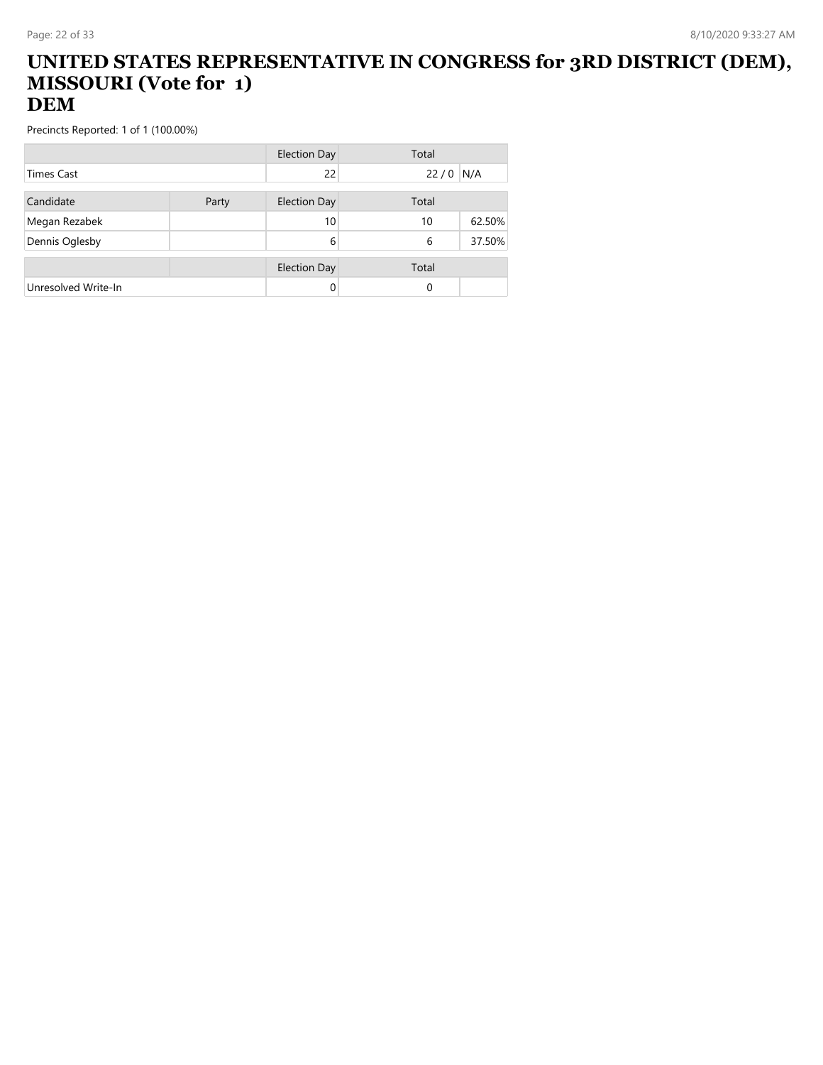# UNITED STATES REPRESENTATIVE IN CONGRESS for 3RD DISTRICT (DEM), MISSOURI (Vote for 1)
## DEM

Precincts Reported: 1 of 1 (100.00%)

| | | Election Day | Total | |
|---|---|---|---|---|
| Times Cast | | 22 | 22 / 0 | N/A |

| Candidate | Party | Election Day | Total | |
|---|---|---|---|---|
| Megan Rezabek | | 10 | 10 | 62.50% |
| Dennis Oglesby | | 6 | 6 | 37.50% |

| | | Election Day | Total | |
|---|---|---|---|---|
| Unresolved Write-In | | 0 | 0 | |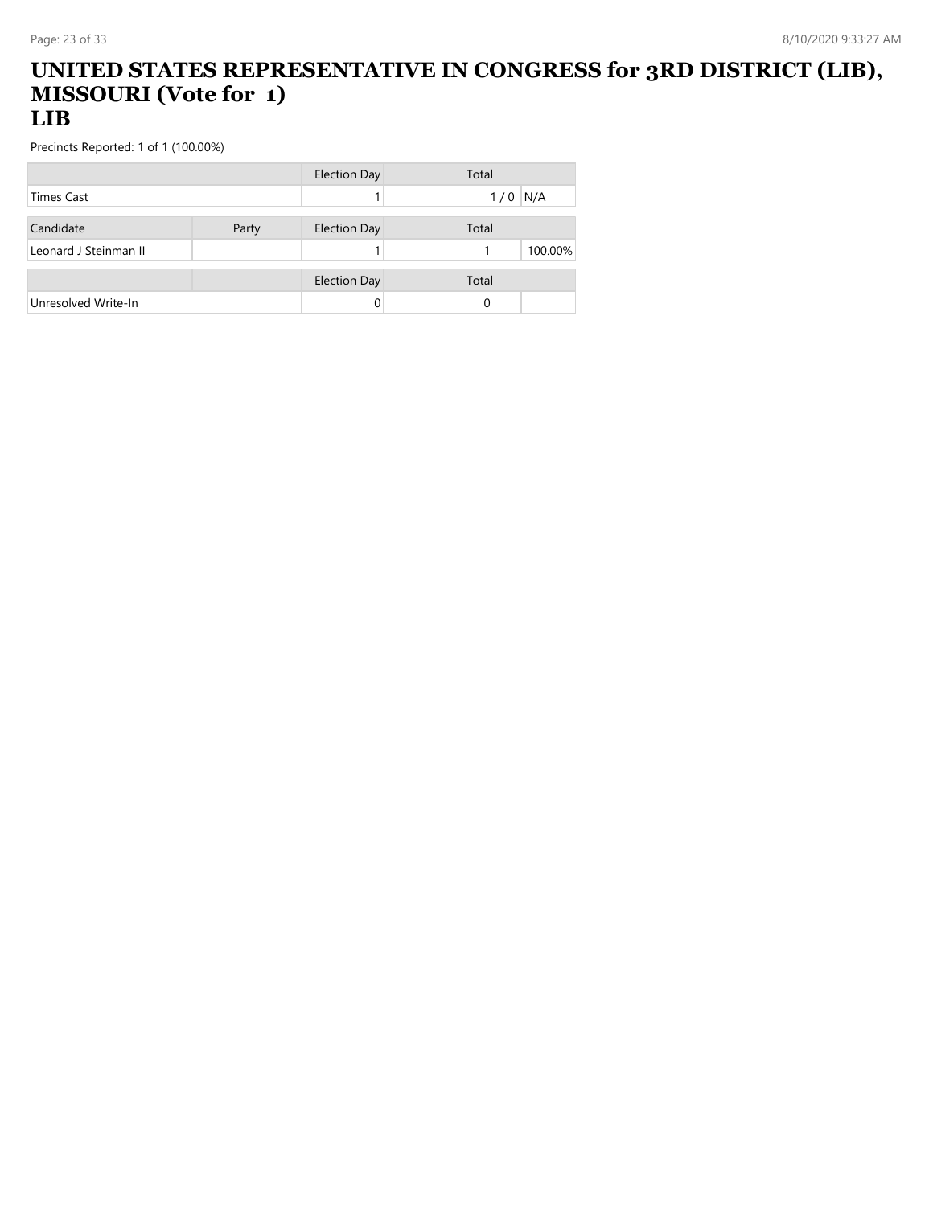# UNITED STATES REPRESENTATIVE IN CONGRESS for 3RD DISTRICT (LIB), MISSOURI (Vote for 1)
## LIB

Precincts Reported: 1 of 1 (100.00%)

| | | Election Day | Total | |
|---|---|---|---|---|
| Times Cast | | 1 | 1 / 0 | N/A |

| Candidate | Party | Election Day | Total | |
|---|---|---|---|---|
| Leonard J Steinman II | | 1 | 1 | 100.00% |

| | | Election Day | Total | |
|---|---|---|---|---|
| Unresolved Write-In | | 0 | 0 | |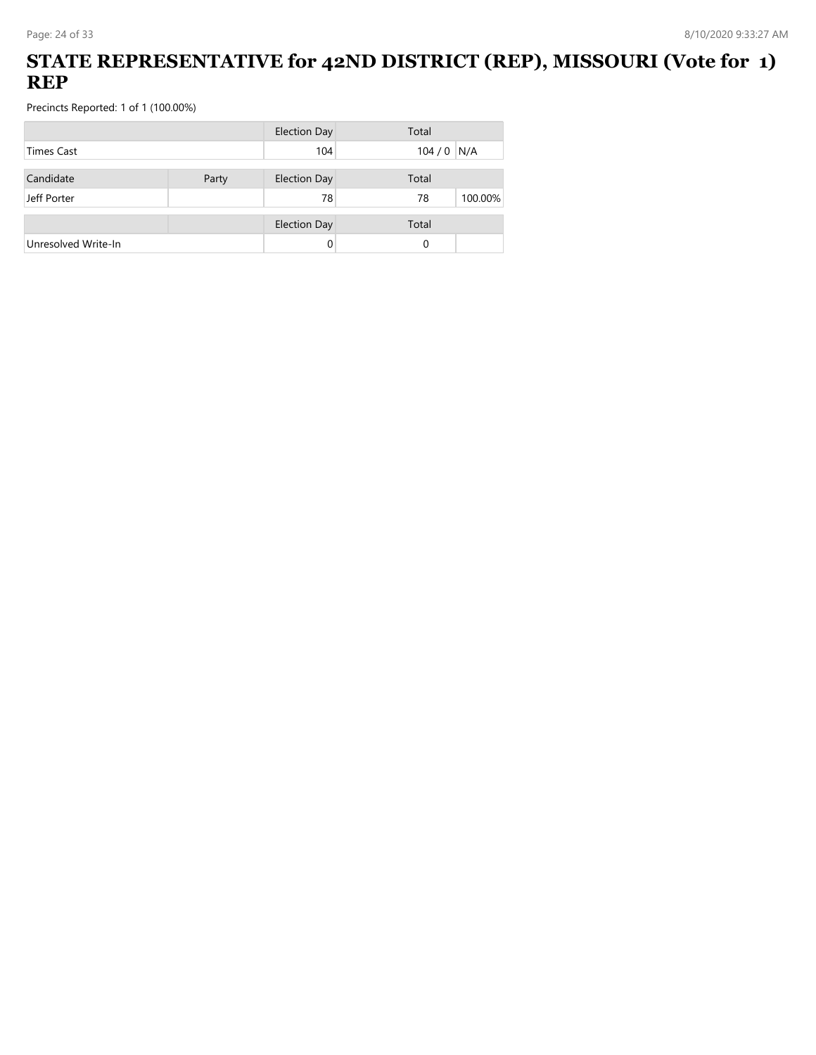# STATE REPRESENTATIVE for 42ND DISTRICT (REP), MISSOURI (Vote for 1) REP

Precincts Reported: 1 of 1 (100.00%)

| | | Election Day | Total | |
|---|---|---|---|---|
| Times Cast | | 104 | 104 / 0 | N/A |

| Candidate | Party | Election Day | Total | |
|---|---|---|---|---|
| Jeff Porter | | 78 | 78 | 100.00% |

| | | Election Day | Total | |
|---|---|---|---|---|
| Unresolved Write-In | | 0 | 0 | |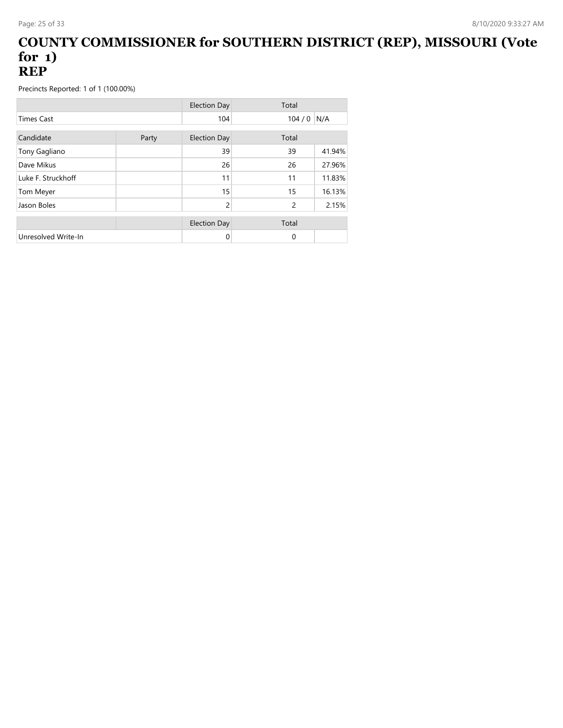# COUNTY COMMISSIONER for SOUTHERN DISTRICT (REP), MISSOURI (Vote for 1)
# REP

Precincts Reported: 1 of 1 (100.00%)

| | | Election Day | Total | |
|---|---|---|---|---|
| Times Cast | | 104 | 104 / 0 | N/A |

| Candidate | Party | Election Day | Total | |
|---|---|---|---|---|
| Tony Gagliano | | 39 | 39 | 41.94% |
| Dave Mikus | | 26 | 26 | 27.96% |
| Luke F. Struckhoff | | 11 | 11 | 11.83% |
| Tom Meyer | | 15 | 15 | 16.13% |
| Jason Boles | | 2 | 2 | 2.15% |

| | | Election Day | Total | |
|---|---|---|---|---|
| Unresolved Write-In | | 0 | 0 | |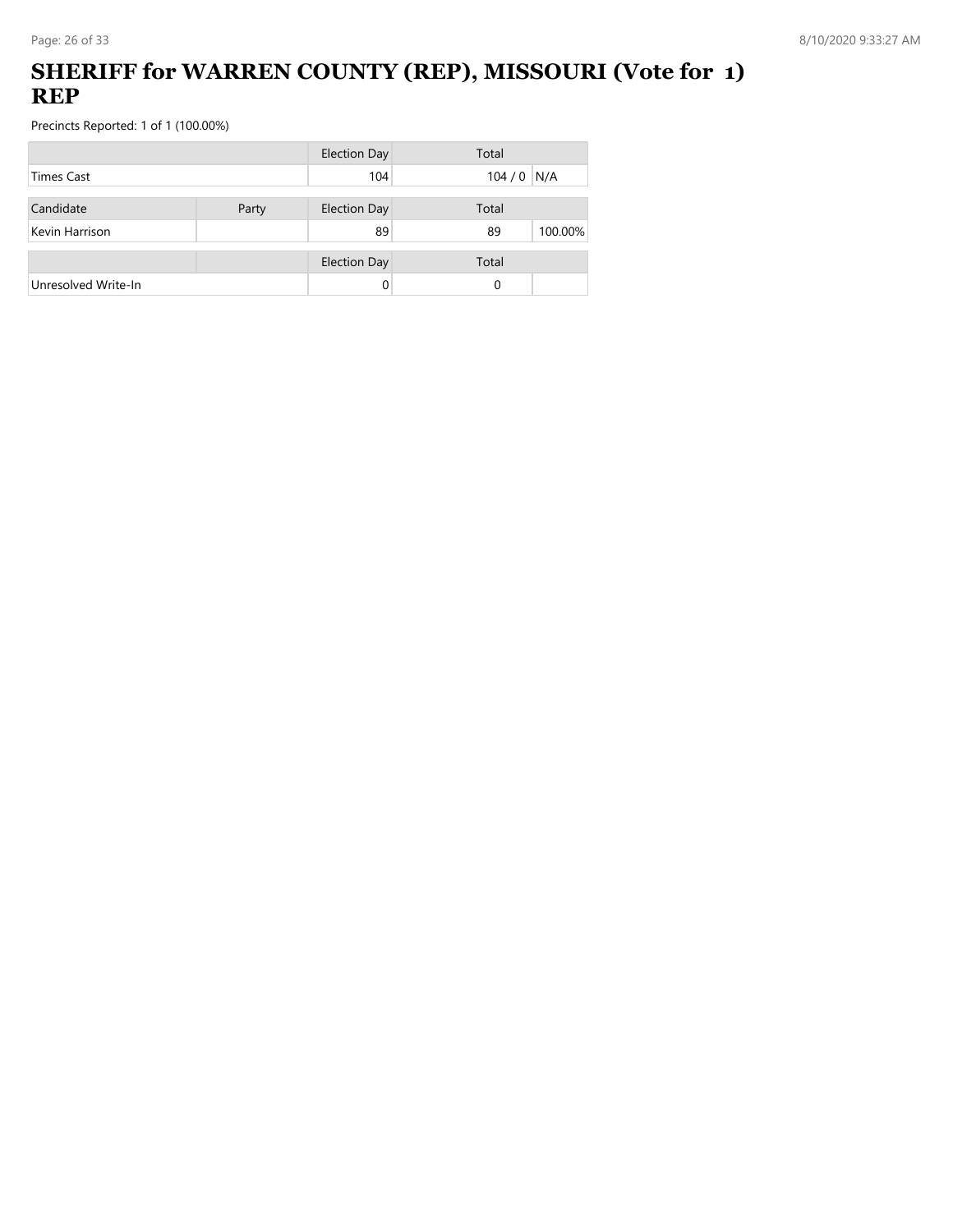# SHERIFF for WARREN COUNTY (REP), MISSOURI (Vote for 1) REP

Precincts Reported: 1 of 1 (100.00%)

| | | Election Day | Total | |
|---|---|---|---|---|
| Times Cast | | 104 | 104 / 0 | N/A |

| Candidate | Party | Election Day | Total | |
|---|---|---|---|---|
| Kevin Harrison | | 89 | 89 | 100.00% |

| | | Election Day | Total | |
|---|---|---|---|---|
| Unresolved Write-In | | 0 | 0 | |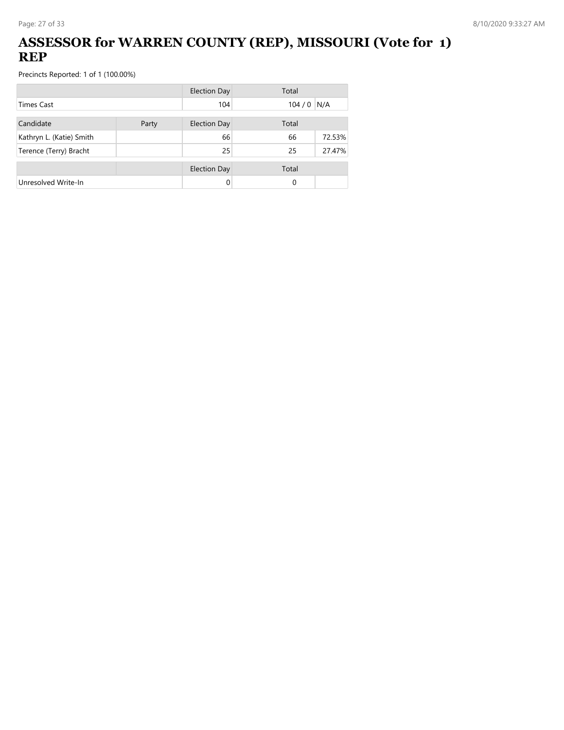# ASSESSOR for WARREN COUNTY (REP), MISSOURI (Vote for 1) REP

Precincts Reported: 1 of 1 (100.00%)

| | Election Day | Total | |
|---|---|---|---|
| Times Cast | 104 | 104 / 0 | N/A |

| Candidate | Party | Election Day | Total | |
|---|---|---|---|---|
| Kathryn L. (Katie) Smith | | 66 | 66 | 72.53% |
| Terence (Terry) Bracht | | 25 | 25 | 27.47% |

| | | Election Day | Total | |
|---|---|---|---|---|
| Unresolved Write-In | | 0 | 0 | |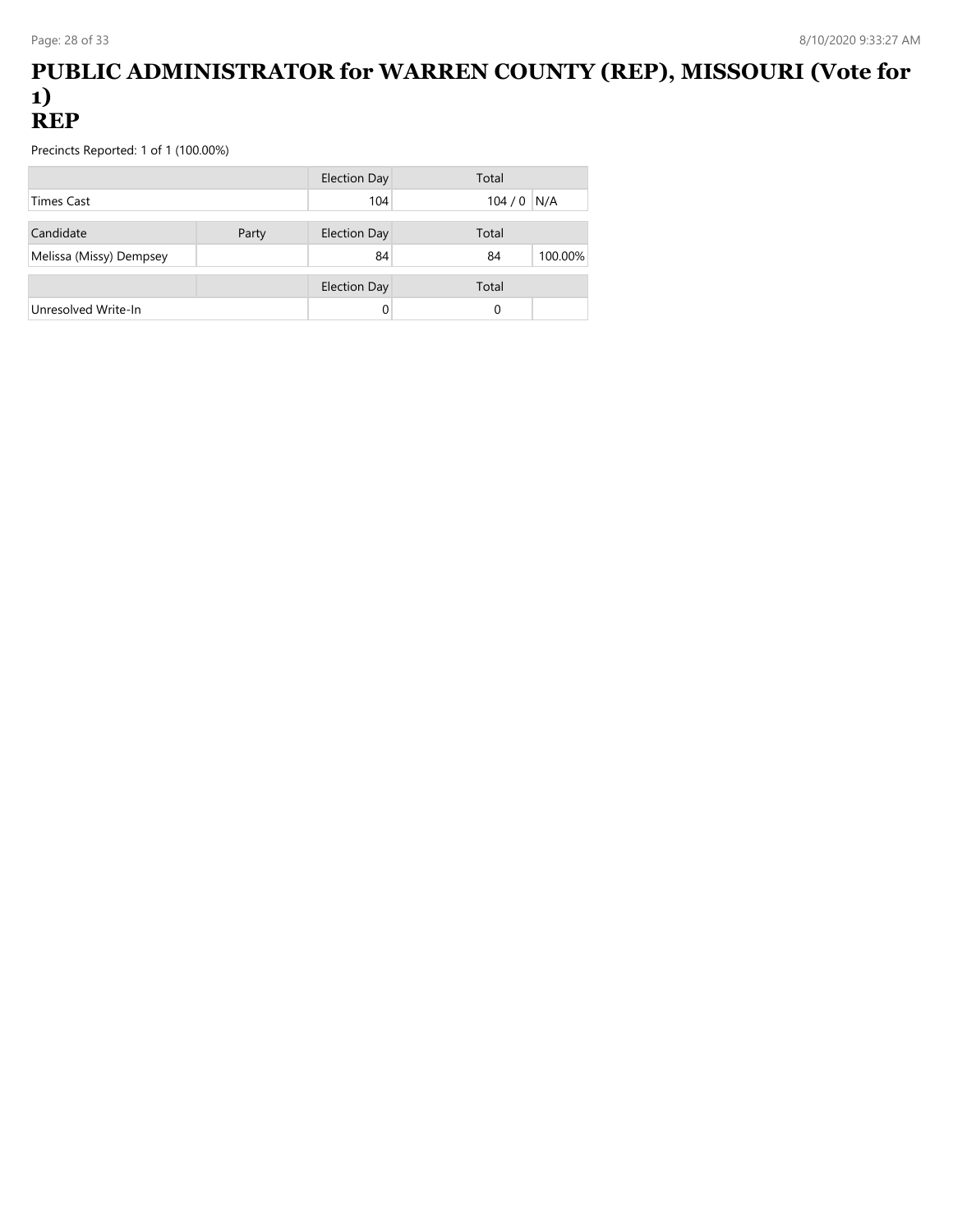# PUBLIC ADMINISTRATOR for WARREN COUNTY (REP), MISSOURI (Vote for 1)
# REP

Precincts Reported: 1 of 1 (100.00%)

| | | Election Day | Total | |
|---|---|---|---|---|
| Times Cast | | 104 | 104 / 0 | N/A |

| Candidate | Party | Election Day | Total | |
|---|---|---|---|---|
| Melissa (Missy) Dempsey | | 84 | 84 | 100.00% |

| | | Election Day | Total | |
|---|---|---|---|---|
| Unresolved Write-In | | 0 | 0 | |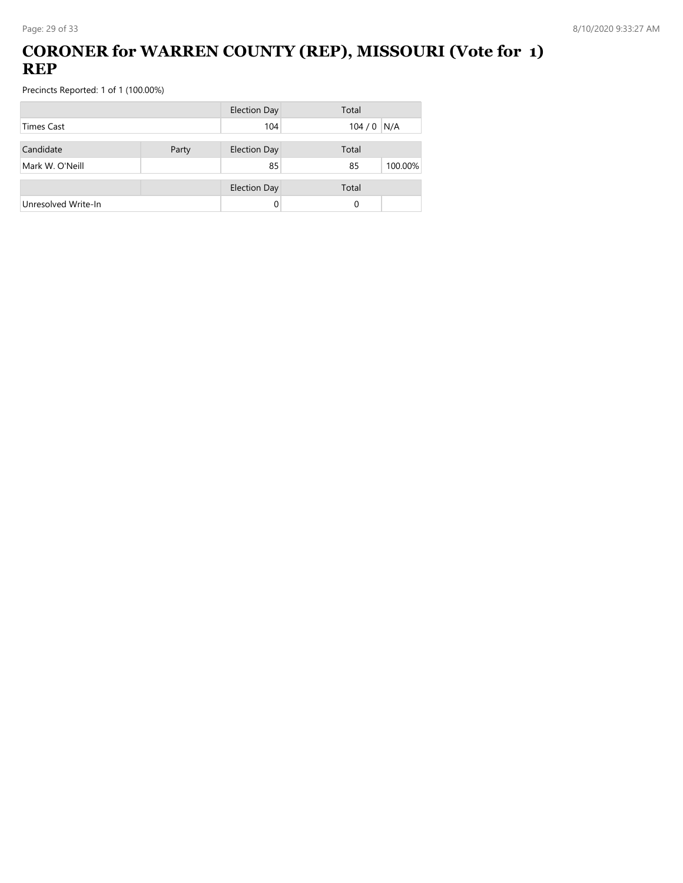# CORONER for WARREN COUNTY (REP), MISSOURI (Vote for 1) REP

Precincts Reported: 1 of 1 (100.00%)

| | | Election Day | Total | |
|---|---|---|---|---|
| Times Cast | | 104 | 104 / 0 | N/A |

| Candidate | Party | Election Day | Total | |
|---|---|---|---|---|
| Mark W. O'Neill | | 85 | 85 | 100.00% |

| | | Election Day | Total | |
|---|---|---|---|---|
| Unresolved Write-In | | 0 | 0 | |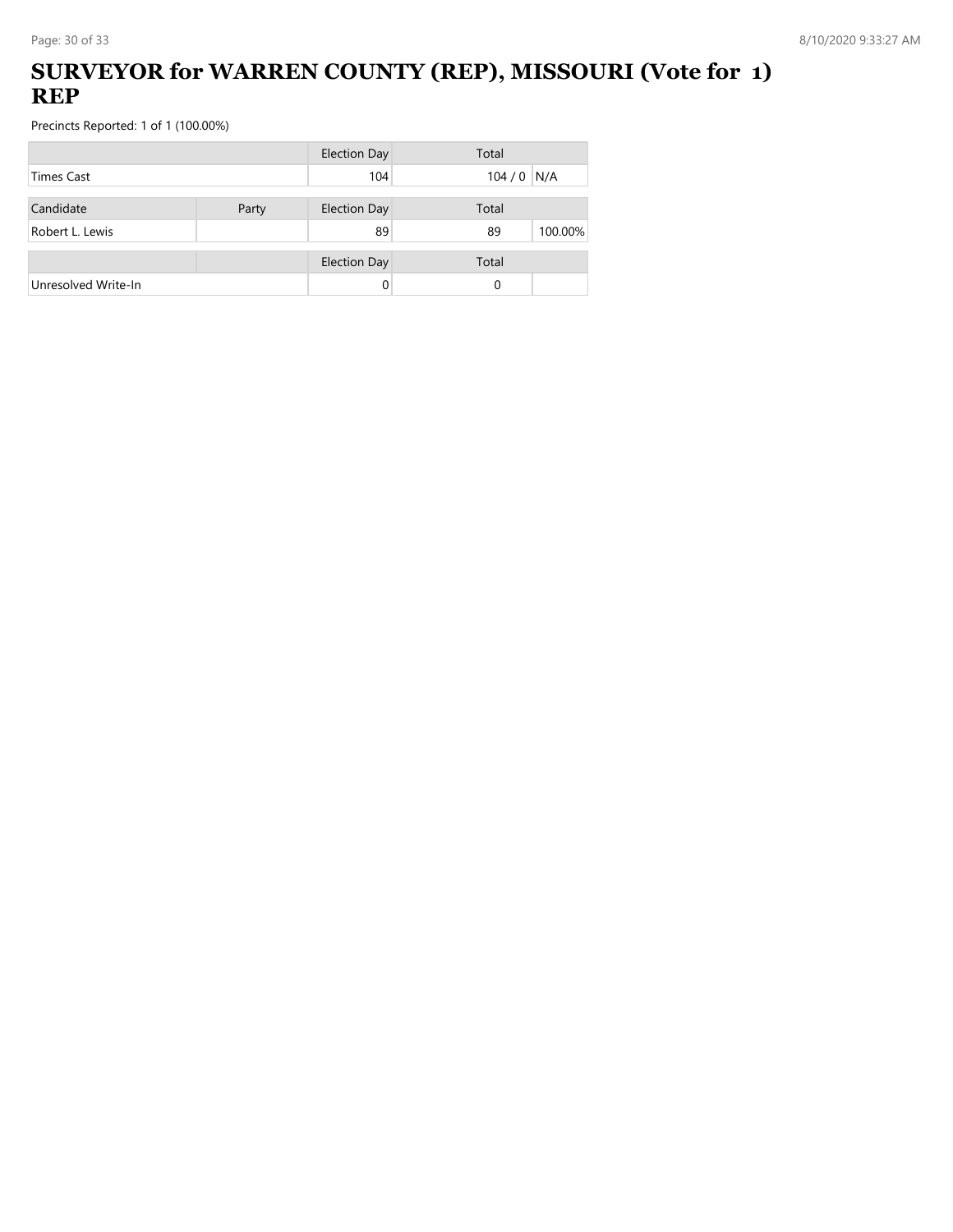# SURVEYOR for WARREN COUNTY (REP), MISSOURI (Vote for 1) REP

Precincts Reported: 1 of 1 (100.00%)

| | | Election Day | Total | |
|---|---|---|---|---|
| Times Cast | | 104 | 104 / 0 | N/A |

| Candidate | Party | Election Day | Total | |
|---|---|---|---|---|
| Robert L. Lewis | | 89 | 89 | 100.00% |

| | | Election Day | Total | |
|---|---|---|---|---|
| Unresolved Write-In | | 0 | 0 | |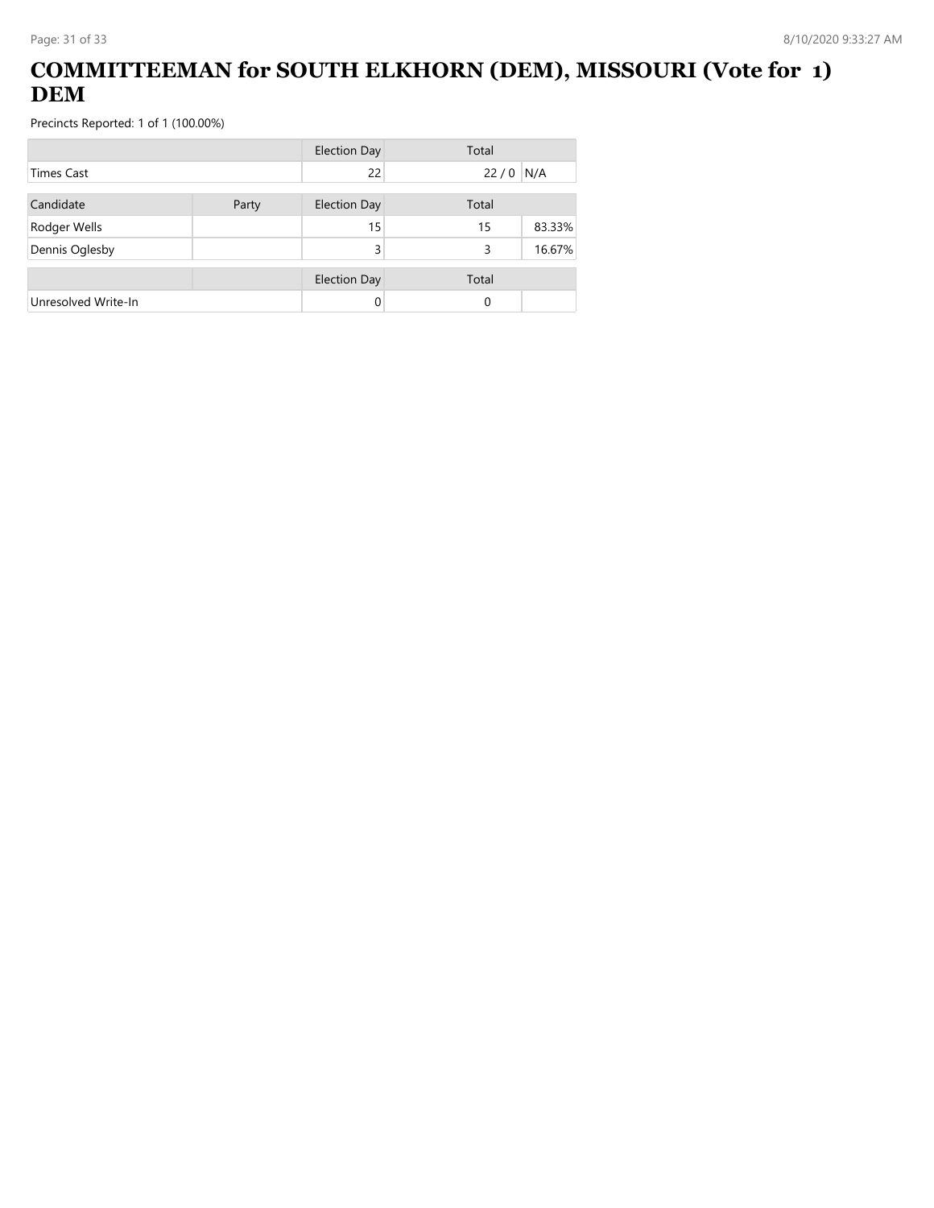# COMMITTEEMAN for SOUTH ELKHORN (DEM), MISSOURI (Vote for 1) DEM

Precincts Reported: 1 of 1 (100.00%)

| | | Election Day | Total | |
|---|---|---|---|---|
| Times Cast | | 22 | 22 / 0 | N/A |

| Candidate | Party | Election Day | Total | |
|---|---|---|---|---|
| Rodger Wells | | 15 | 15 | 83.33% |
| Dennis Oglesby | | 3 | 3 | 16.67% |

| | | Election Day | Total | |
|---|---|---|---|---|
| Unresolved Write-In | | 0 | 0 | |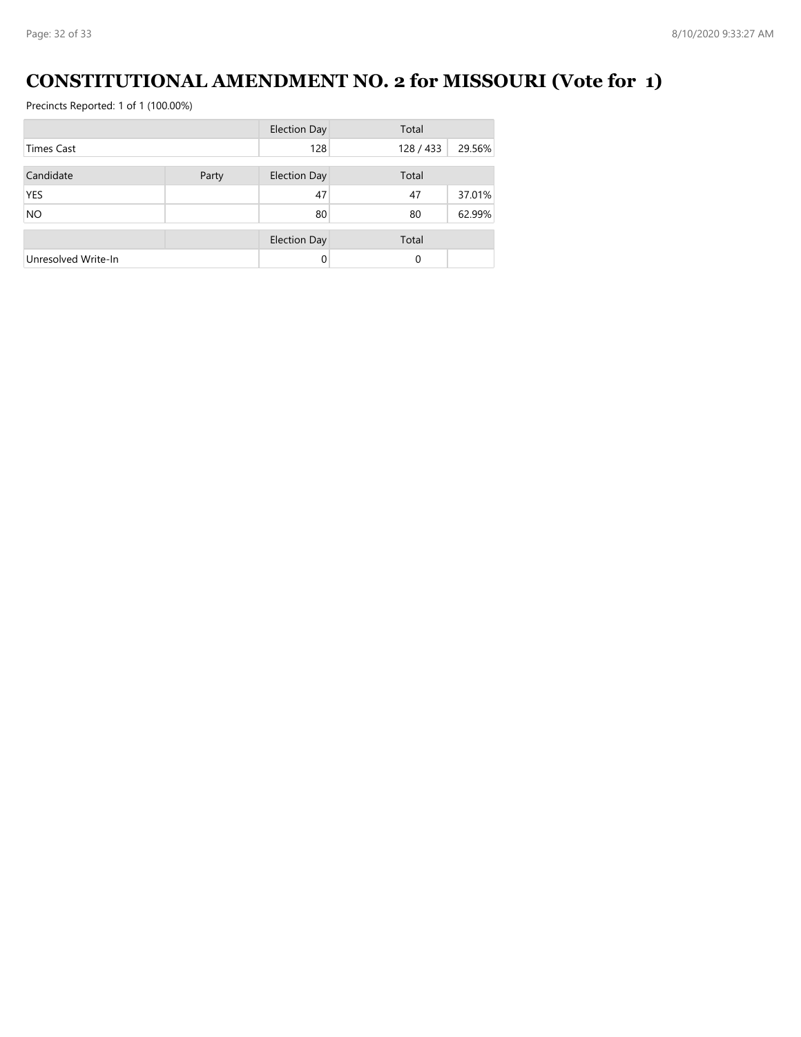# CONSTITUTIONAL AMENDMENT NO. 2 for MISSOURI (Vote for 1)

Precincts Reported: 1 of 1 (100.00%)

| | | Election Day | Total | |
|---|---|---|---|---|
| Times Cast | | 128 | 128 / 433 | 29.56% |

| Candidate | Party | Election Day | Total | |
|---|---|---|---|---|
| YES | | 47 | 47 | 37.01% |
| NO | | 80 | 80 | 62.99% |

| | | Election Day | Total | |
|---|---|---|---|---|
| Unresolved Write-In | | 0 | 0 | |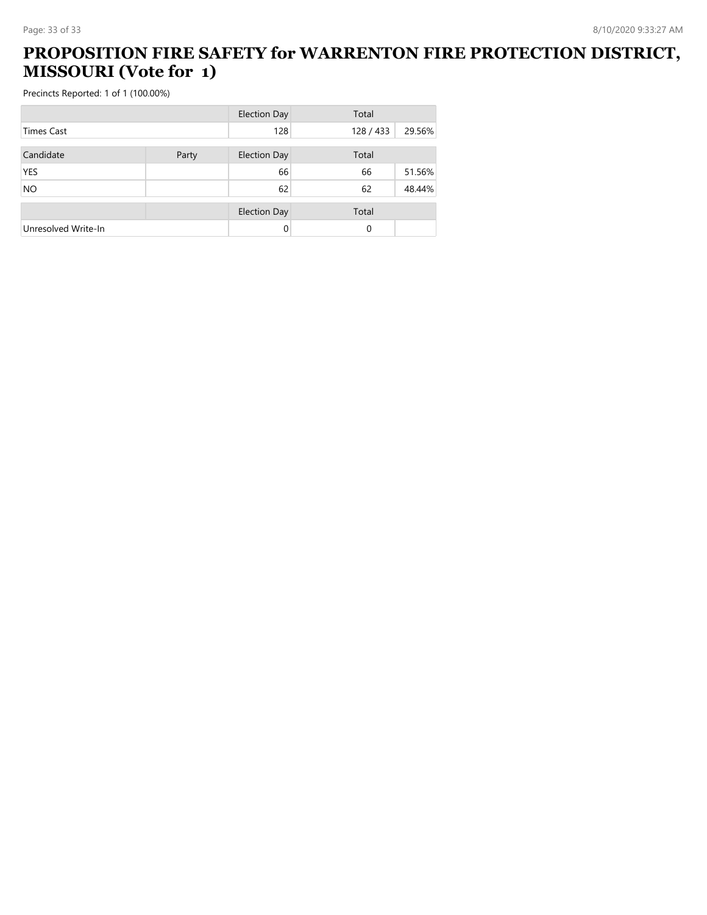# PROPOSITION FIRE SAFETY for WARRENTON FIRE PROTECTION DISTRICT, MISSOURI (Vote for 1)

Precincts Reported: 1 of 1 (100.00%)

| | | Election Day | Total | |
|---|---|---|---|---|
| Times Cast | | 128 | 128 / 433 | 29.56% |

| Candidate | Party | Election Day | Total | |
|---|---|---|---|---|
| YES | | 66 | 66 | 51.56% |
| NO | | 62 | 62 | 48.44% |

| | | Election Day | Total | |
|---|---|---|---|---|
| Unresolved Write-In | | 0 | 0 | |